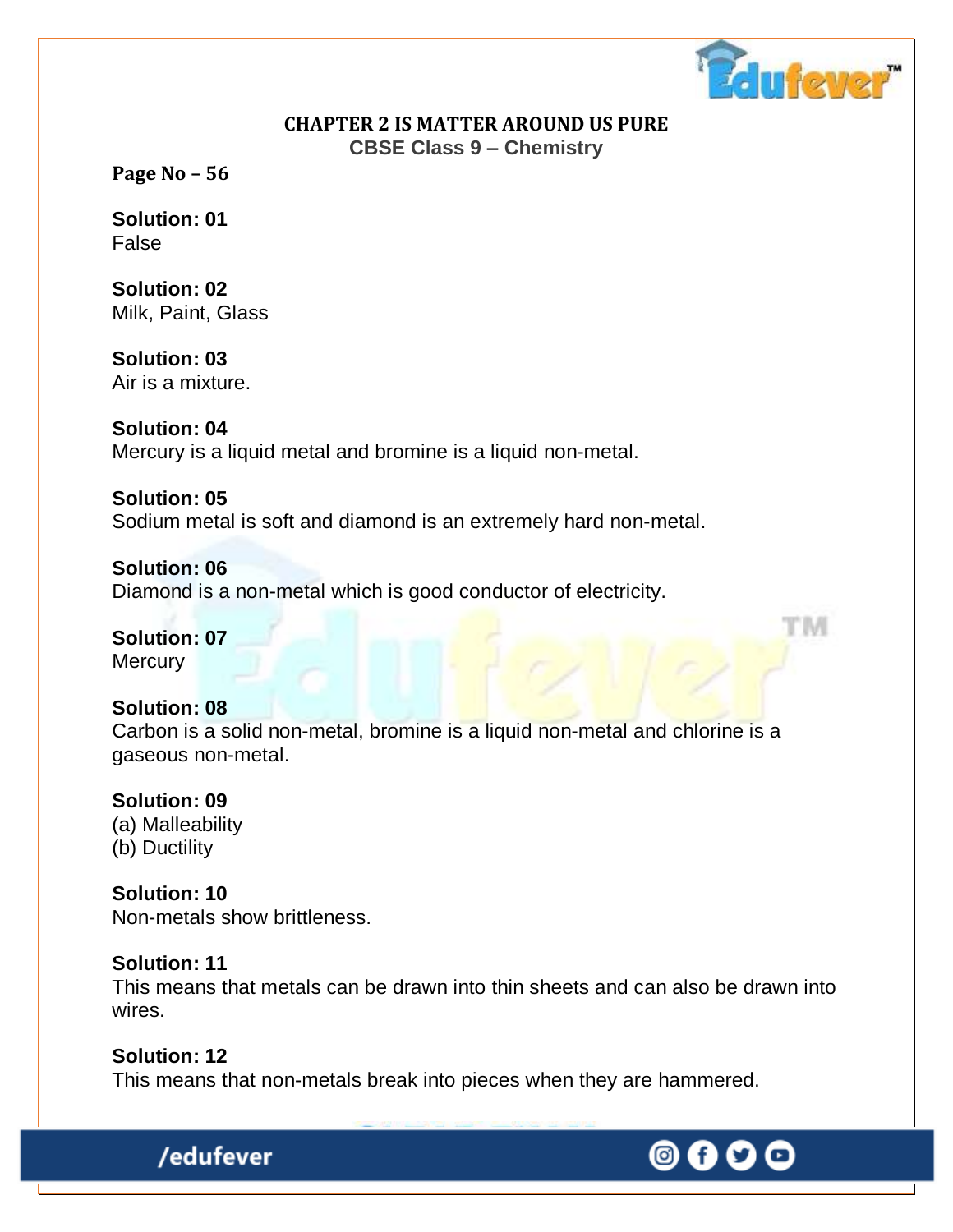# CHAPTER 2 IS MATTER AROUND US PURE

## CBSE Class 9 – Chemistry

**Page No – 56**

**Solution: 01**
False

**Solution: 02**
Milk, Paint, Glass

**Solution: 03**
Air is a mixture.

**Solution: 04**
Mercury is a liquid metal and bromine is a liquid non-metal.

**Solution: 05**
Sodium metal is soft and diamond is an extremely hard non-metal.

**Solution: 06**
Diamond is a non-metal which is good conductor of electricity.

**Solution: 07**
Mercury

**Solution: 08**
Carbon is a solid non-metal, bromine is a liquid non-metal and chlorine is a gaseous non-metal.

**Solution: 09**
(a) Malleability
(b) Ductility

**Solution: 10**
Non-metals show brittleness.

**Solution: 11**
This means that metals can be drawn into thin sheets and can also be drawn into wires.

**Solution: 12**
This means that non-metals break into pieces when they are hammered.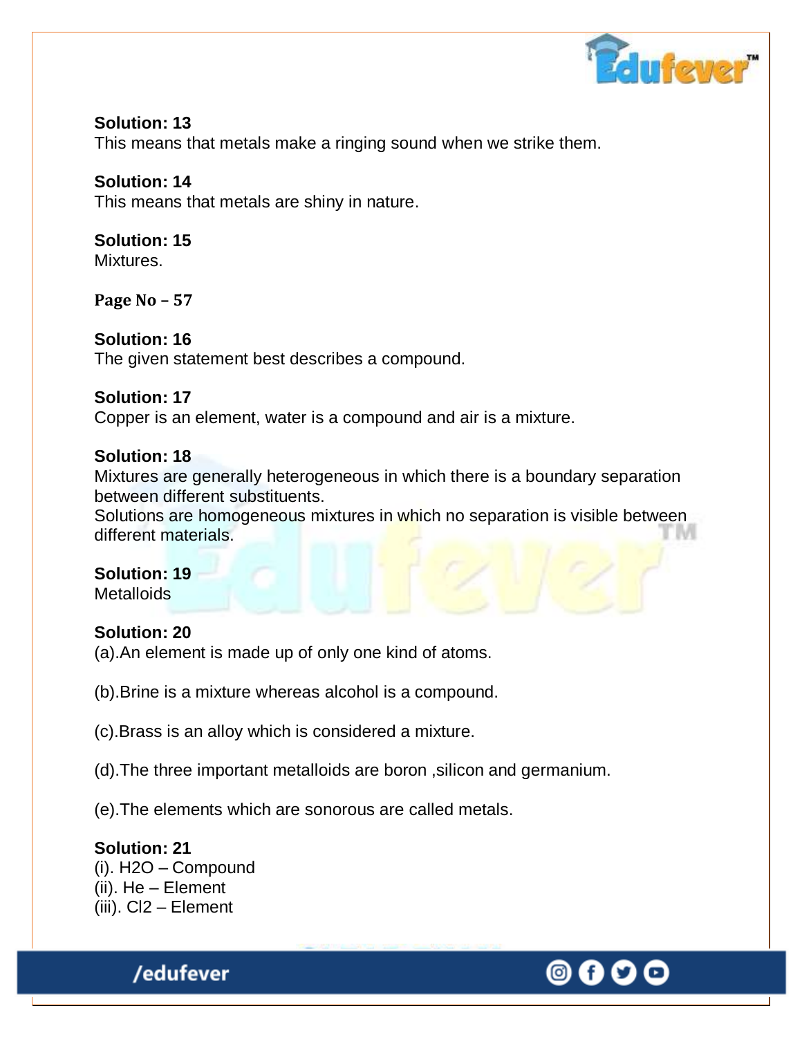**Solution: 13**
This means that metals make a ringing sound when we strike them.

**Solution: 14**
This means that metals are shiny in nature.

**Solution: 15**
Mixtures.

**Page No – 57**

**Solution: 16**
The given statement best describes a compound.

**Solution: 17**
Copper is an element, water is a compound and air is a mixture.

**Solution: 18**
Mixtures are generally heterogeneous in which there is a boundary separation between different substituents.
Solutions are homogeneous mixtures in which no separation is visible between different materials.

**Solution: 19**
Metalloids

**Solution: 20**
(a).An element is made up of only one kind of atoms.

(b).Brine is a mixture whereas alcohol is a compound.

(c).Brass is an alloy which is considered a mixture.

(d).The three important metalloids are boron ,silicon and germanium.

(e).The elements which are sonorous are called metals.

**Solution: 21**
(i). $H_2O$ – Compound
(ii). He – Element
(iii). $Cl_2$ – Element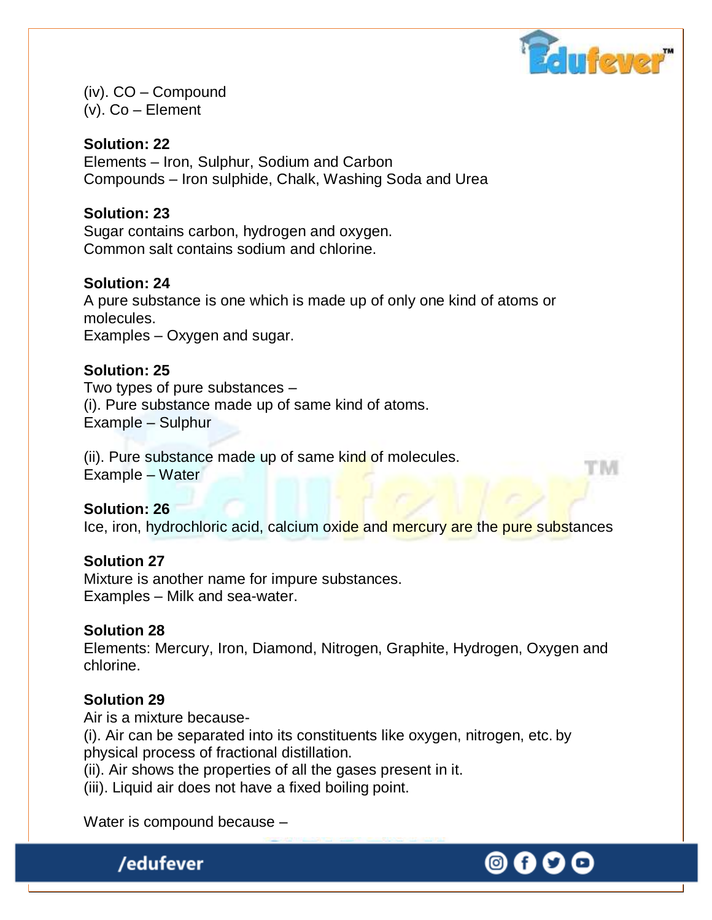(iv). CO – Compound
(v). Co – Element

**Solution: 22**
Elements – Iron, Sulphur, Sodium and Carbon
Compounds – Iron sulphide, Chalk, Washing Soda and Urea

**Solution: 23**
Sugar contains carbon, hydrogen and oxygen.
Common salt contains sodium and chlorine.

**Solution: 24**
A pure substance is one which is made up of only one kind of atoms or molecules.
Examples – Oxygen and sugar.

**Solution: 25**
Two types of pure substances –
(i). Pure substance made up of same kind of atoms.
Example – Sulphur

(ii). Pure substance made up of same kind of molecules.
Example – Water

**Solution: 26**
Ice, iron, hydrochloric acid, calcium oxide and mercury are the pure substances

**Solution 27**
Mixture is another name for impure substances.
Examples – Milk and sea-water.

**Solution 28**
Elements: Mercury, Iron, Diamond, Nitrogen, Graphite, Hydrogen, Oxygen and chlorine.

**Solution 29**
Air is a mixture because-
(i). Air can be separated into its constituents like oxygen, nitrogen, etc. by physical process of fractional distillation.
(ii). Air shows the properties of all the gases present in it.
(iii). Liquid air does not have a fixed boiling point.

Water is compound because –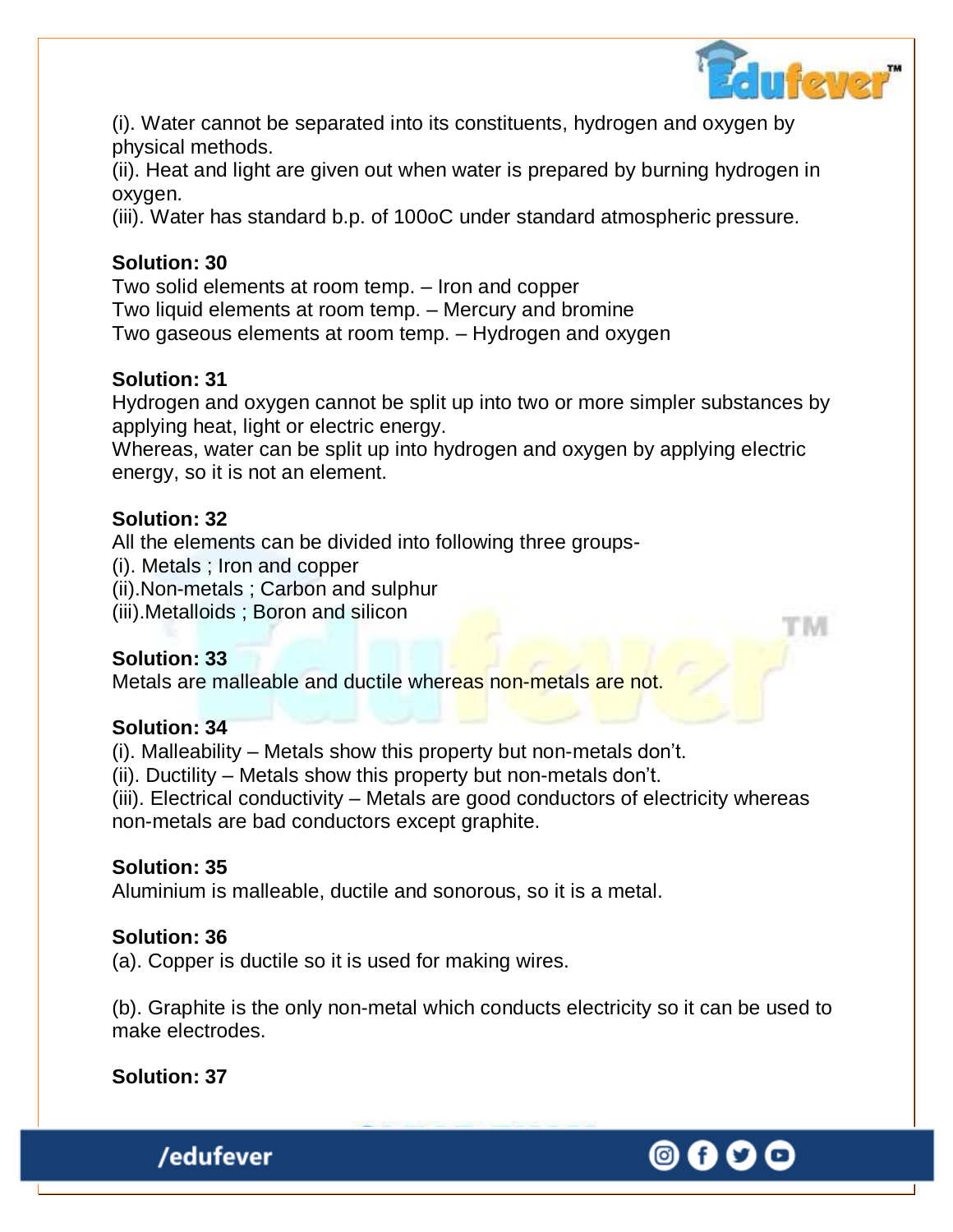(i). Water cannot be separated into its constituents, hydrogen and oxygen by physical methods.
(ii). Heat and light are given out when water is prepared by burning hydrogen in oxygen.
(iii). Water has standard b.p. of 100oC under standard atmospheric pressure.

**Solution: 30**
Two solid elements at room temp. – Iron and copper
Two liquid elements at room temp. – Mercury and bromine
Two gaseous elements at room temp. – Hydrogen and oxygen

**Solution: 31**
Hydrogen and oxygen cannot be split up into two or more simpler substances by applying heat, light or electric energy.
Whereas, water can be split up into hydrogen and oxygen by applying electric energy, so it is not an element.

**Solution: 32**
All the elements can be divided into following three groups-
(i). Metals ; Iron and copper
(ii).Non-metals ; Carbon and sulphur
(iii).Metalloids ; Boron and silicon

**Solution: 33**
Metals are malleable and ductile whereas non-metals are not.

**Solution: 34**
(i). Malleability – Metals show this property but non-metals don't.
(ii). Ductility – Metals show this property but non-metals don't.
(iii). Electrical conductivity – Metals are good conductors of electricity whereas non-metals are bad conductors except graphite.

**Solution: 35**
Aluminium is malleable, ductile and sonorous, so it is a metal.

**Solution: 36**
(a). Copper is ductile so it is used for making wires.

(b). Graphite is the only non-metal which conducts electricity so it can be used to make electrodes.

**Solution: 37**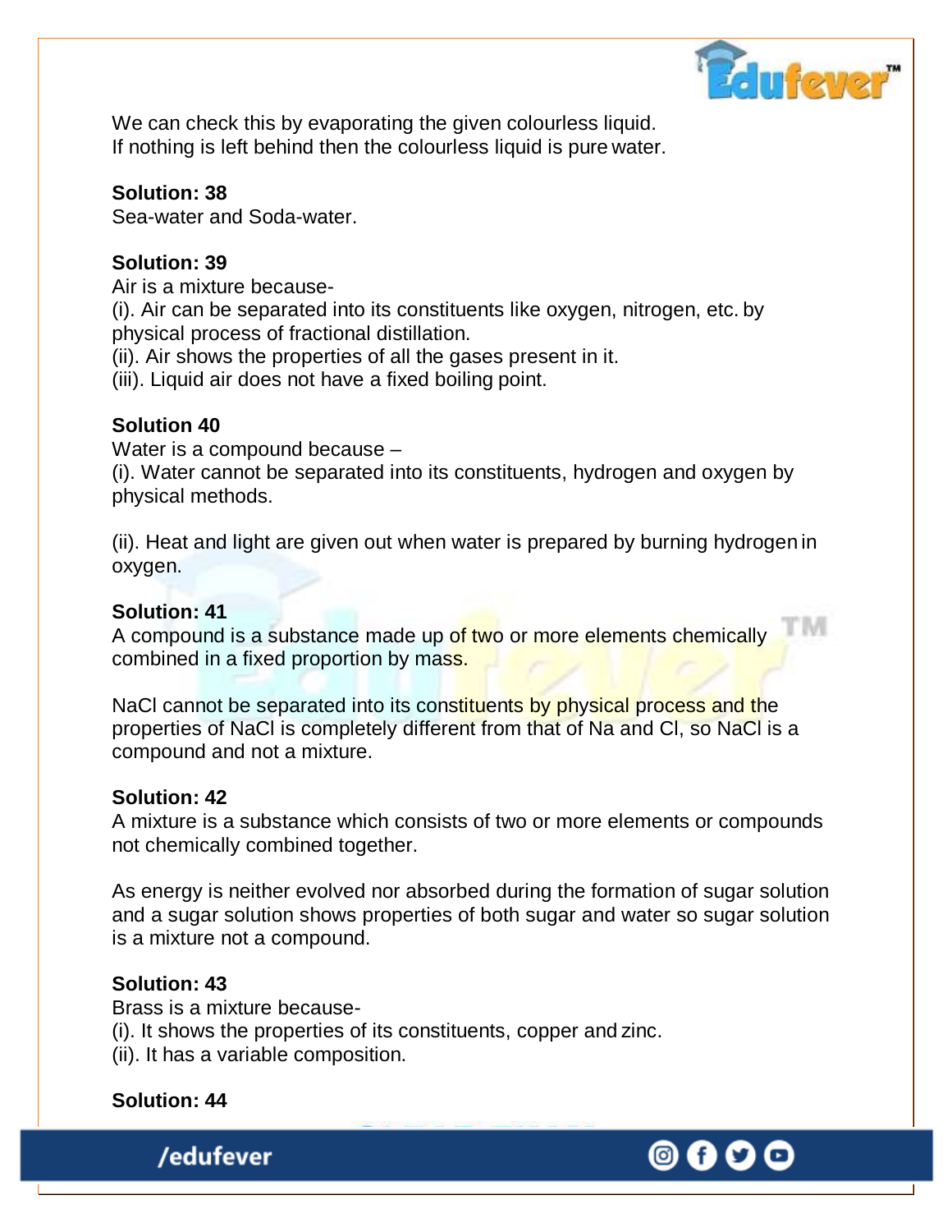We can check this by evaporating the given colourless liquid.
If nothing is left behind then the colourless liquid is pure water.

**Solution: 38**
Sea-water and Soda-water.

**Solution: 39**
Air is a mixture because-
(i). Air can be separated into its constituents like oxygen, nitrogen, etc. by physical process of fractional distillation.
(ii). Air shows the properties of all the gases present in it.
(iii). Liquid air does not have a fixed boiling point.

**Solution 40**
Water is a compound because –
(i). Water cannot be separated into its constituents, hydrogen and oxygen by physical methods.

(ii). Heat and light are given out when water is prepared by burning hydrogen in oxygen.

**Solution: 41**
A compound is a substance made up of two or more elements chemically combined in a fixed proportion by mass.

NaCl cannot be separated into its constituents by physical process and the properties of NaCl is completely different from that of Na and Cl, so NaCl is a compound and not a mixture.

**Solution: 42**
A mixture is a substance which consists of two or more elements or compounds not chemically combined together.

As energy is neither evolved nor absorbed during the formation of sugar solution and a sugar solution shows properties of both sugar and water so sugar solution is a mixture not a compound.

**Solution: 43**
Brass is a mixture because-
(i). It shows the properties of its constituents, copper and zinc.
(ii). It has a variable composition.

**Solution: 44**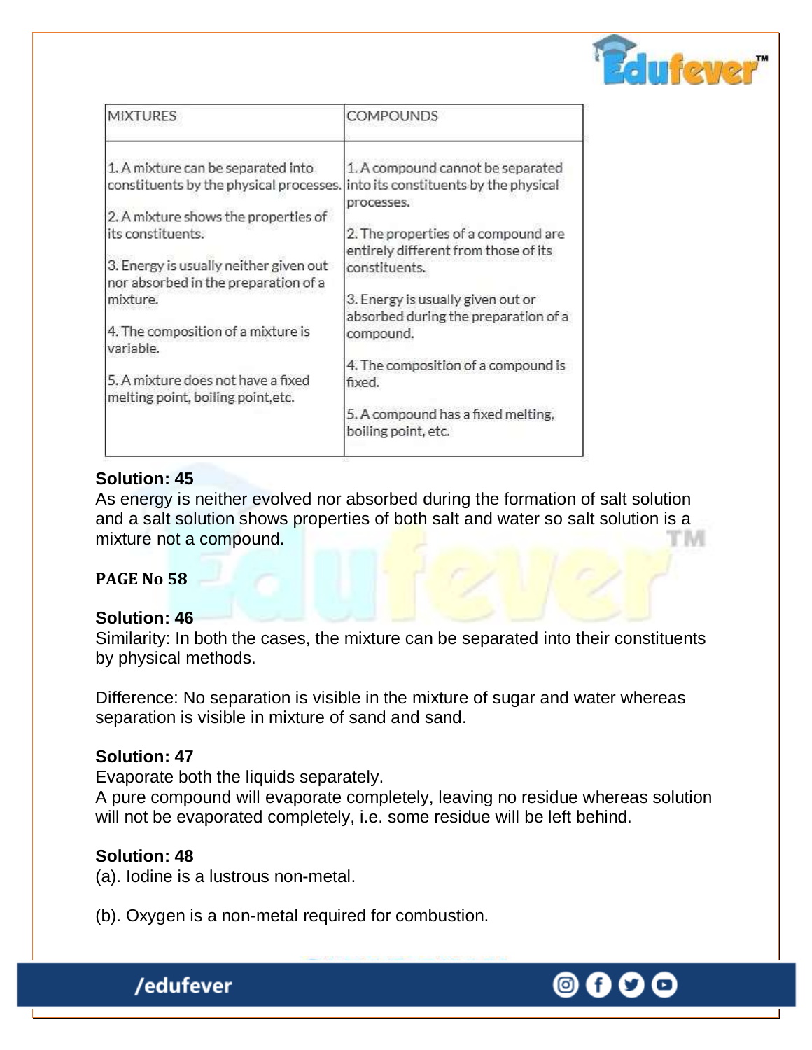| MIXTURES | COMPOUNDS |
|---|---|
| 1. A mixture can be separated into constituents by the physical processes.<br><br>2. A mixture shows the properties of its constituents.<br><br>3. Energy is usually neither given out nor absorbed in the preparation of a mixture.<br><br>4. The composition of a mixture is variable.<br><br>5. A mixture does not have a fixed melting point, boiling point,etc. | 1. A compound cannot be separated into its constituents by the physical processes.<br><br>2. The properties of a compound are entirely different from those of its constituents.<br><br>3. Energy is usually given out or absorbed during the preparation of a compound.<br><br>4. The composition of a compound is fixed.<br><br>5. A compound has a fixed melting, boiling point, etc. |

**Solution: 45**

As energy is neither evolved nor absorbed during the formation of salt solution and a salt solution shows properties of both salt and water so salt solution is a mixture not a compound.

**PAGE No 58**

**Solution: 46**

Similarity: In both the cases, the mixture can be separated into their constituents by physical methods.

Difference: No separation is visible in the mixture of sugar and water whereas separation is visible in mixture of sand and sand.

**Solution: 47**

Evaporate both the liquids separately.
A pure compound will evaporate completely, leaving no residue whereas solution will not be evaporated completely, i.e. some residue will be left behind.

**Solution: 48**

(a). Iodine is a lustrous non-metal.

(b). Oxygen is a non-metal required for combustion.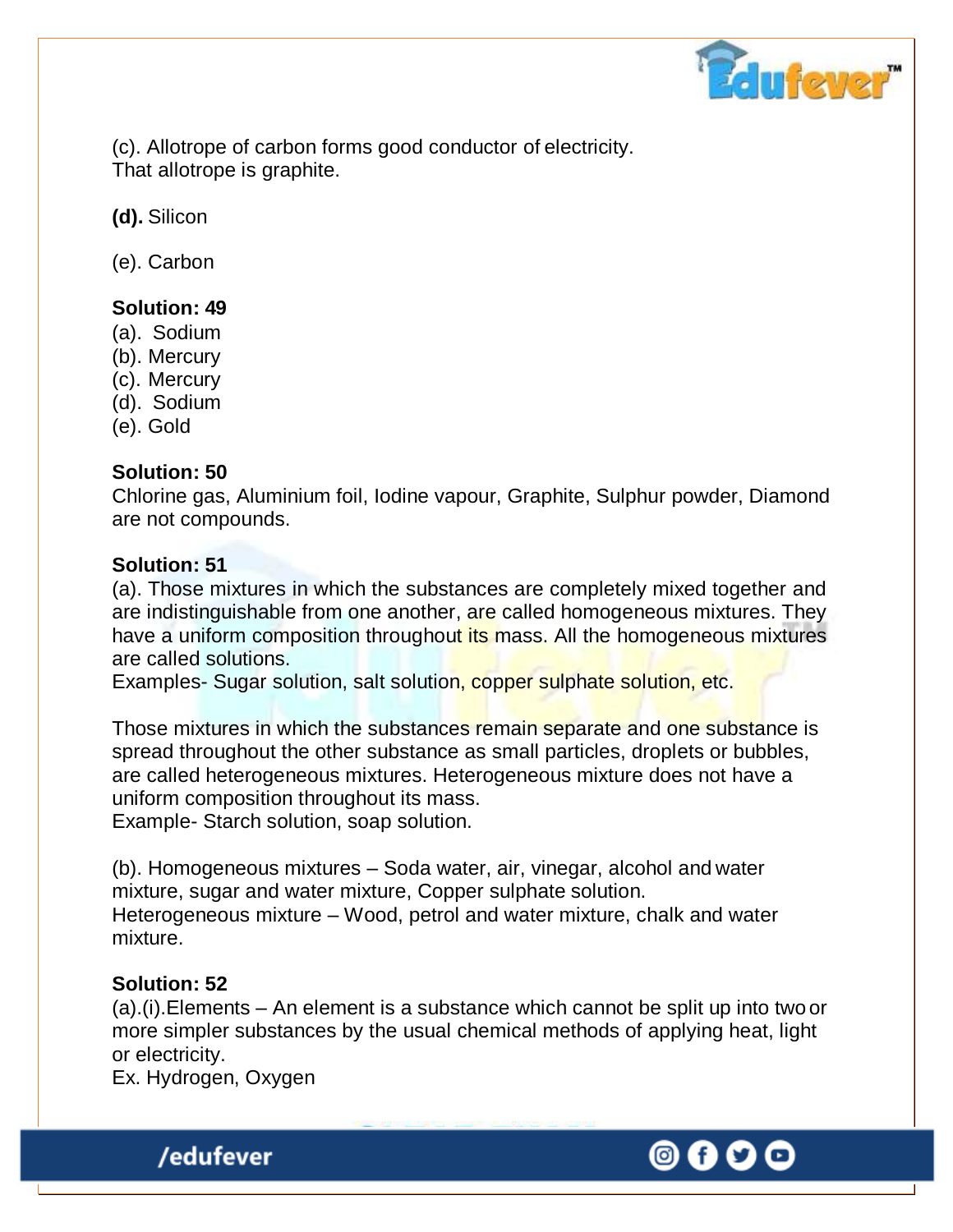(c). Allotrope of carbon forms good conductor of electricity.
That allotrope is graphite.

**(d).** Silicon

(e). Carbon

**Solution: 49**

(a). Sodium
(b). Mercury
(c). Mercury
(d). Sodium
(e). Gold

**Solution: 50**

Chlorine gas, Aluminium foil, Iodine vapour, Graphite, Sulphur powder, Diamond are not compounds.

**Solution: 51**

(a). Those mixtures in which the substances are completely mixed together and are indistinguishable from one another, are called homogeneous mixtures. They have a uniform composition throughout its mass. All the homogeneous mixtures are called solutions.
Examples- Sugar solution, salt solution, copper sulphate solution, etc.

Those mixtures in which the substances remain separate and one substance is spread throughout the other substance as small particles, droplets or bubbles, are called heterogeneous mixtures. Heterogeneous mixture does not have a uniform composition throughout its mass.
Example- Starch solution, soap solution.

(b). Homogeneous mixtures – Soda water, air, vinegar, alcohol and water mixture, sugar and water mixture, Copper sulphate solution.
Heterogeneous mixture – Wood, petrol and water mixture, chalk and water mixture.

**Solution: 52**

(a).(i).Elements – An element is a substance which cannot be split up into two or more simpler substances by the usual chemical methods of applying heat, light or electricity.
Ex. Hydrogen, Oxygen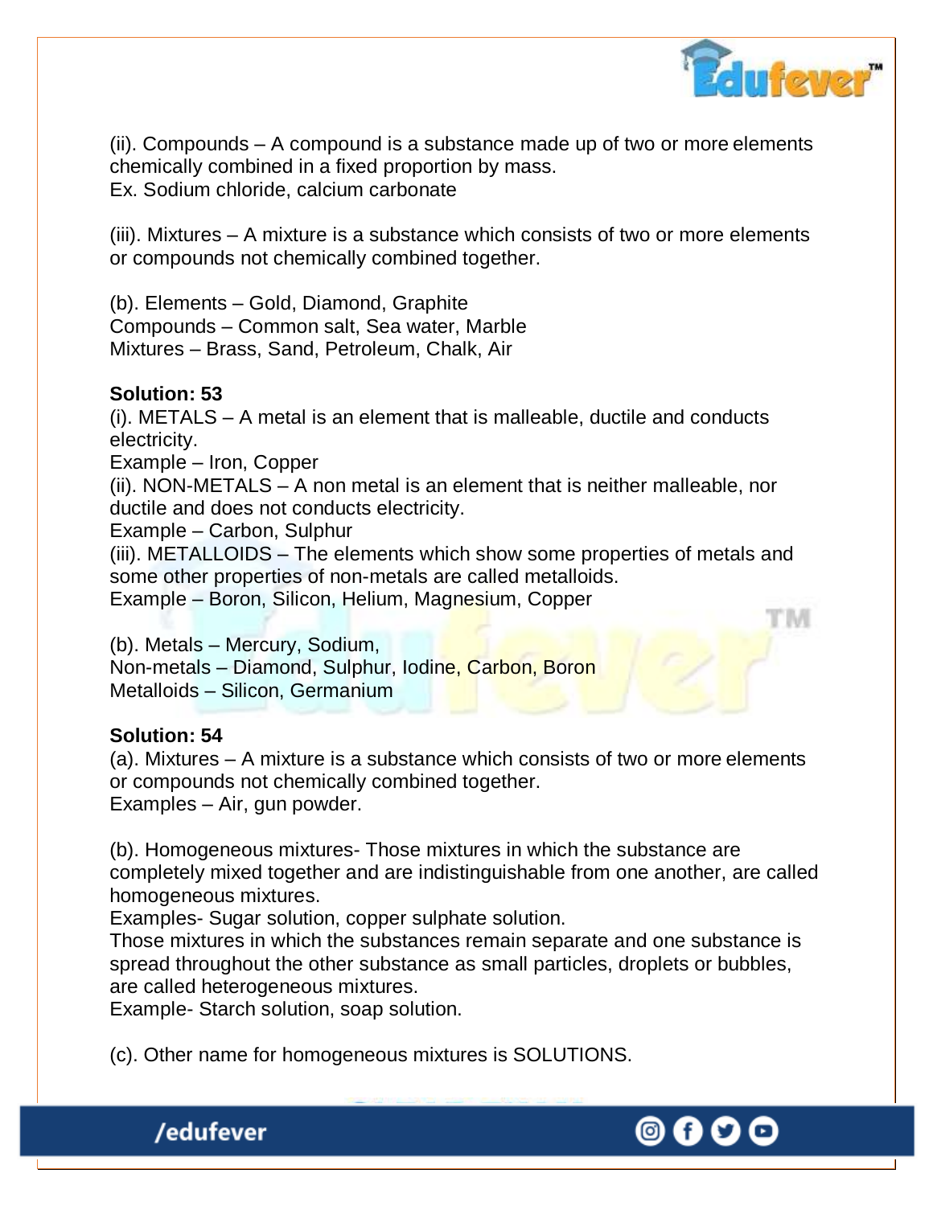(ii). Compounds – A compound is a substance made up of two or more elements chemically combined in a fixed proportion by mass.
Ex. Sodium chloride, calcium carbonate

(iii). Mixtures – A mixture is a substance which consists of two or more elements or compounds not chemically combined together.

(b). Elements – Gold, Diamond, Graphite
Compounds – Common salt, Sea water, Marble
Mixtures – Brass, Sand, Petroleum, Chalk, Air

**Solution: 53**

(i). METALS – A metal is an element that is malleable, ductile and conducts electricity.
Example – Iron, Copper
(ii). NON-METALS – A non metal is an element that is neither malleable, nor ductile and does not conducts electricity.
Example – Carbon, Sulphur
(iii). METALLOIDS – The elements which show some properties of metals and some other properties of non-metals are called metalloids.
Example – Boron, Silicon, Helium, Magnesium, Copper

(b). Metals – Mercury, Sodium,
Non-metals – Diamond, Sulphur, Iodine, Carbon, Boron
Metalloids – Silicon, Germanium

**Solution: 54**

(a). Mixtures – A mixture is a substance which consists of two or more elements or compounds not chemically combined together.
Examples – Air, gun powder.

(b). Homogeneous mixtures- Those mixtures in which the substance are completely mixed together and are indistinguishable from one another, are called homogeneous mixtures.
Examples- Sugar solution, copper sulphate solution.
Those mixtures in which the substances remain separate and one substance is spread throughout the other substance as small particles, droplets or bubbles, are called heterogeneous mixtures.
Example- Starch solution, soap solution.

(c). Other name for homogeneous mixtures is SOLUTIONS.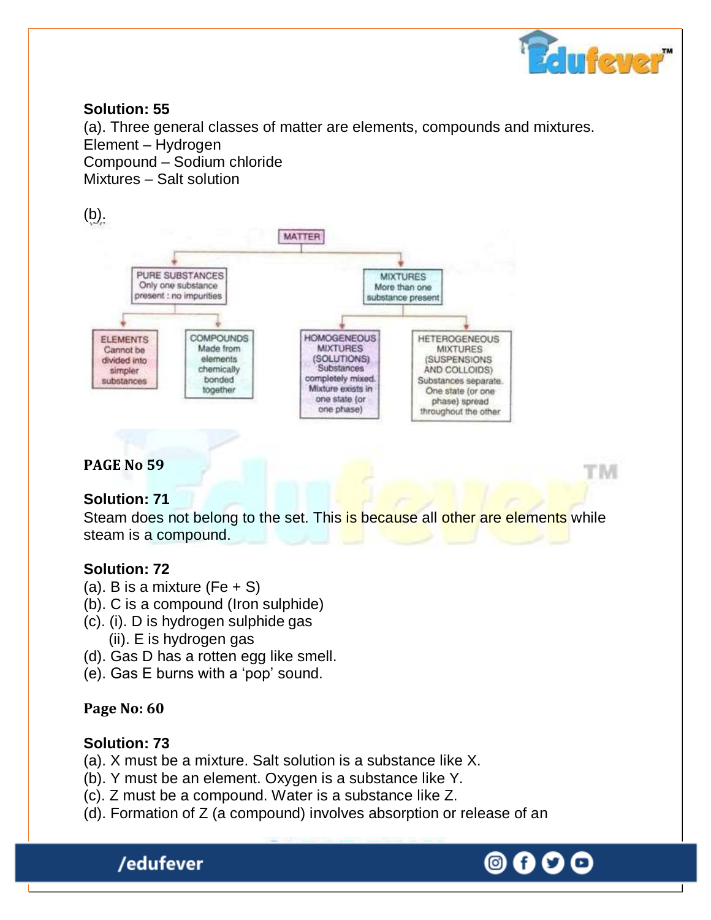**Solution: 55**

(a). Three general classes of matter are elements, compounds and mixtures.
Element – Hydrogen
Compound – Sodium chloride
Mixtures – Salt solution

(b).

MATTER

- PURE SUBSTANCES Only one substance present : no impurities
  - ELEMENTS Cannot be divided into simpler substances
  - COMPOUNDS Made from elements chemically bonded together
- MIXTURES More than one substance present
  - HOMOGENEOUS MIXTURES (SOLUTIONS) Substances completely mixed. Mixture exists in one state (or one phase)
  - HETEROGENEOUS MIXTURES (SUSPENSIONS AND COLLOIDS) Substances separate. One state (or one phase) spread throughout the other

**PAGE No 59**

**Solution: 71**

Steam does not belong to the set. This is because all other are elements while steam is a compound.

**Solution: 72**

(a). B is a mixture (Fe + S)
(b). C is a compound (Iron sulphide)
(c). (i). D is hydrogen sulphide gas
 (ii). E is hydrogen gas
(d). Gas D has a rotten egg like smell.
(e). Gas E burns with a 'pop' sound.

**Page No: 60**

**Solution: 73**

(a). X must be a mixture. Salt solution is a substance like X.
(b). Y must be an element. Oxygen is a substance like Y.
(c). Z must be a compound. Water is a substance like Z.
(d). Formation of Z (a compound) involves absorption or release of an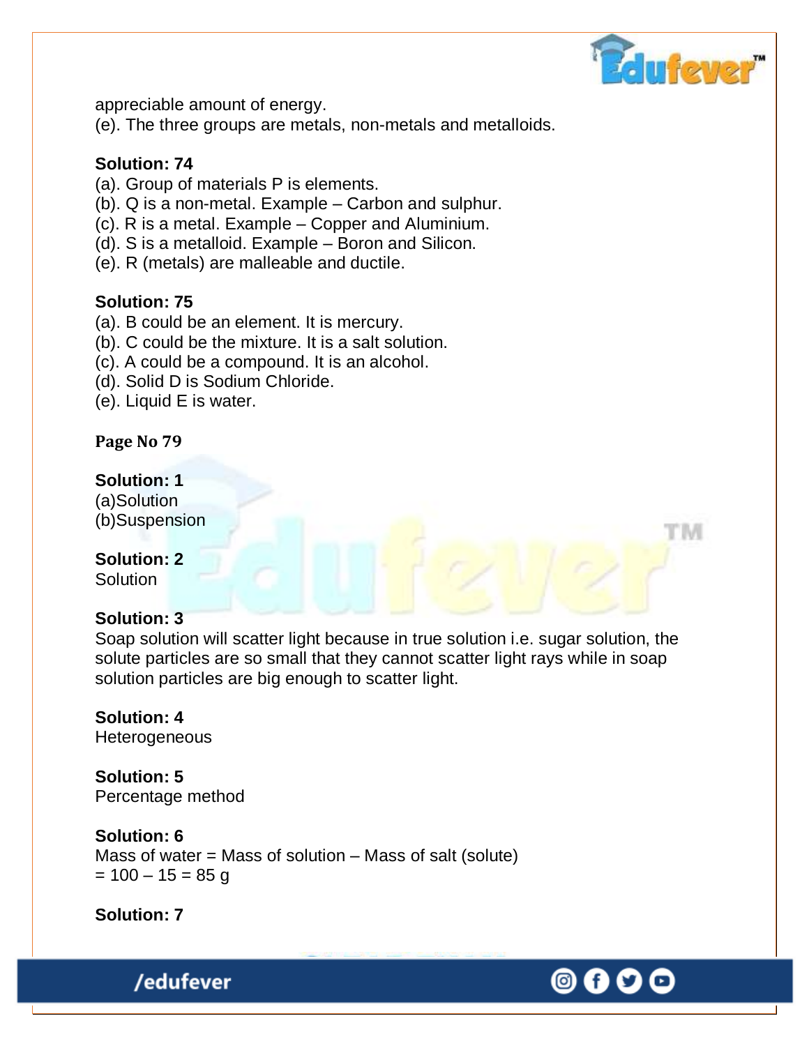appreciable amount of energy.
(e). The three groups are metals, non-metals and metalloids.

**Solution: 74**
(a). Group of materials P is elements.
(b). Q is a non-metal. Example – Carbon and sulphur.
(c). R is a metal. Example – Copper and Aluminium.
(d). S is a metalloid. Example – Boron and Silicon.
(e). R (metals) are malleable and ductile.

**Solution: 75**
(a). B could be an element. It is mercury.
(b). C could be the mixture. It is a salt solution.
(c). A could be a compound. It is an alcohol.
(d). Solid D is Sodium Chloride.
(e). Liquid E is water.

**Page No 79**

**Solution: 1**
(a)Solution
(b)Suspension

**Solution: 2**
Solution

**Solution: 3**
Soap solution will scatter light because in true solution i.e. sugar solution, the solute particles are so small that they cannot scatter light rays while in soap solution particles are big enough to scatter light.

**Solution: 4**
Heterogeneous

**Solution: 5**
Percentage method

**Solution: 6**
Mass of water = Mass of solution – Mass of salt (solute)
= 100 – 15 = 85 g

**Solution: 7**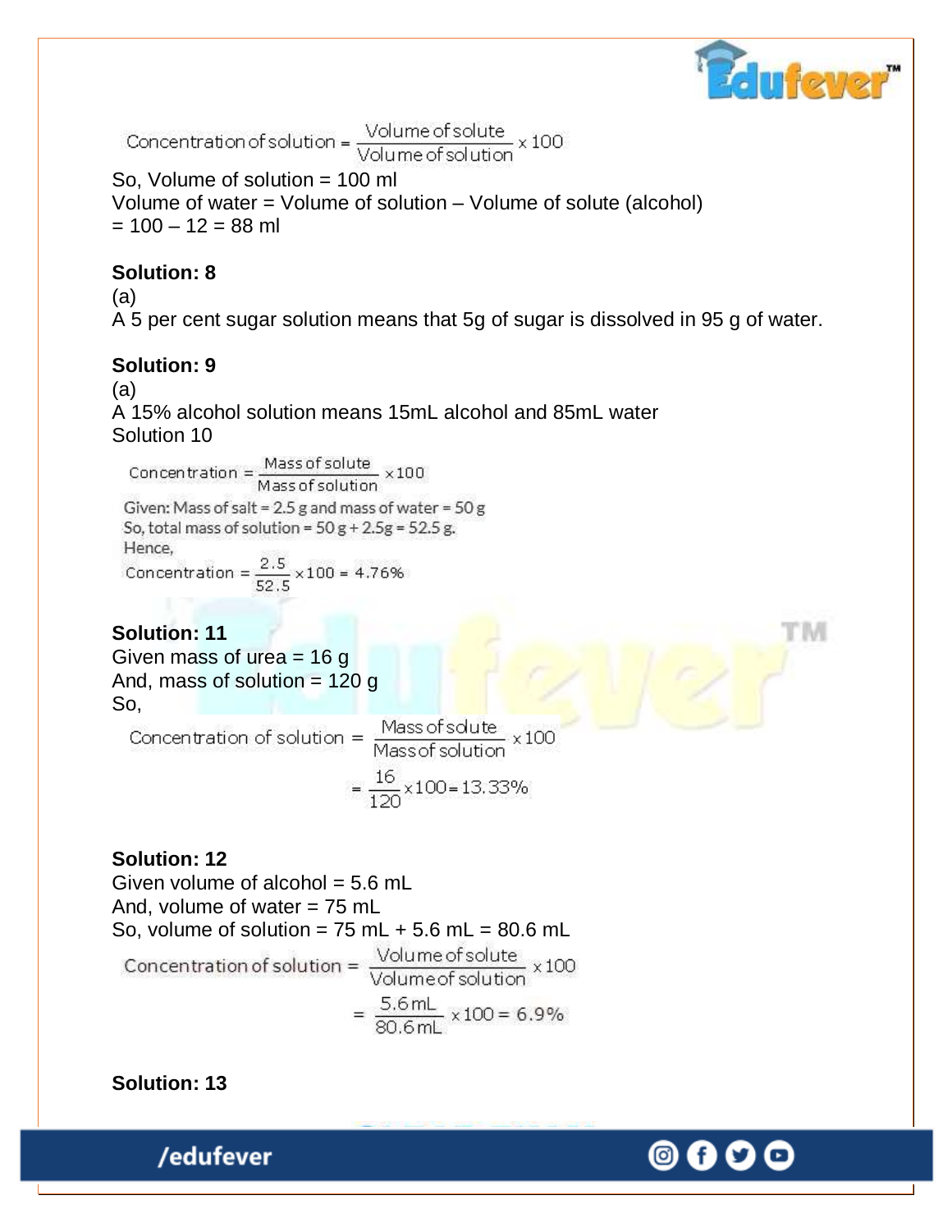$$\text{Concentration of solution} = \frac{\text{Volume of solute}}{\text{Volume of solution}} \times 100$$

So, Volume of solution = 100 ml
Volume of water = Volume of solution – Volume of solute (alcohol)
= 100 – 12 = 88 ml

**Solution: 8**
(a)
A 5 per cent sugar solution means that 5g of sugar is dissolved in 95 g of water.

**Solution: 9**
(a)
A 15% alcohol solution means 15mL alcohol and 85mL water
Solution 10

$$\text{Concentration} = \frac{\text{Mass of solute}}{\text{Mass of solution}} \times 100$$

Given: Mass of salt = 2.5 g and mass of water = 50 g
So, total mass of solution = 50 g + 2.5g = 52.5 g.
Hence,

$$\text{Concentration} = \frac{2.5}{52.5} \times 100 = 4.76\%$$

**Solution: 11**
Given mass of urea = 16 g
And, mass of solution = 120 g
So,

$$\text{Concentration of solution} = \frac{\text{Mass of solute}}{\text{Mass of solution}} \times 100$$

$$= \frac{16}{120} \times 100 = 13.33\%$$

**Solution: 12**
Given volume of alcohol = 5.6 mL
And, volume of water = 75 mL
So, volume of solution = 75 mL + 5.6 mL = 80.6 mL

$$\text{Concentration of solution} = \frac{\text{Volume of solute}}{\text{Volume of solution}} \times 100$$

$$= \frac{5.6\,\text{mL}}{80.6\,\text{mL}} \times 100 = 6.9\%$$

**Solution: 13**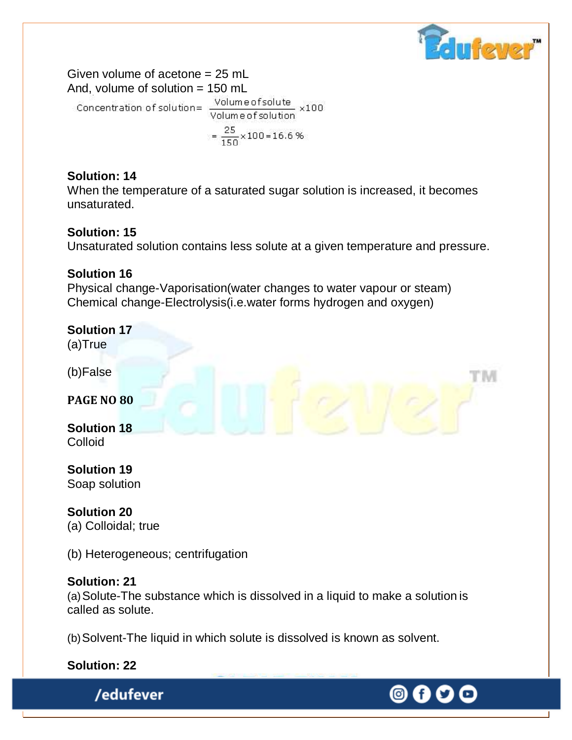Given volume of acetone = 25 mL

And, volume of solution = 150 mL

$$\text{Concentration of solution} = \frac{\text{Volume of solute}}{\text{Volume of solution}} \times 100$$

$$= \frac{25}{150} \times 100 = 16.6\ \%$$

**Solution: 14**

When the temperature of a saturated sugar solution is increased, it becomes unsaturated.

**Solution: 15**

Unsaturated solution contains less solute at a given temperature and pressure.

**Solution 16**

Physical change-Vaporisation(water changes to water vapour or steam)

Chemical change-Electrolysis(i.e.water forms hydrogen and oxygen)

**Solution 17**

(a)True

(b)False

**PAGE NO 80**

**Solution 18**

Colloid

**Solution 19**

Soap solution

**Solution 20**

(a) Colloidal; true

(b) Heterogeneous; centrifugation

**Solution: 21**

(a) Solute-The substance which is dissolved in a liquid to make a solution is called as solute.

(b) Solvent-The liquid in which solute is dissolved is known as solvent.

**Solution: 22**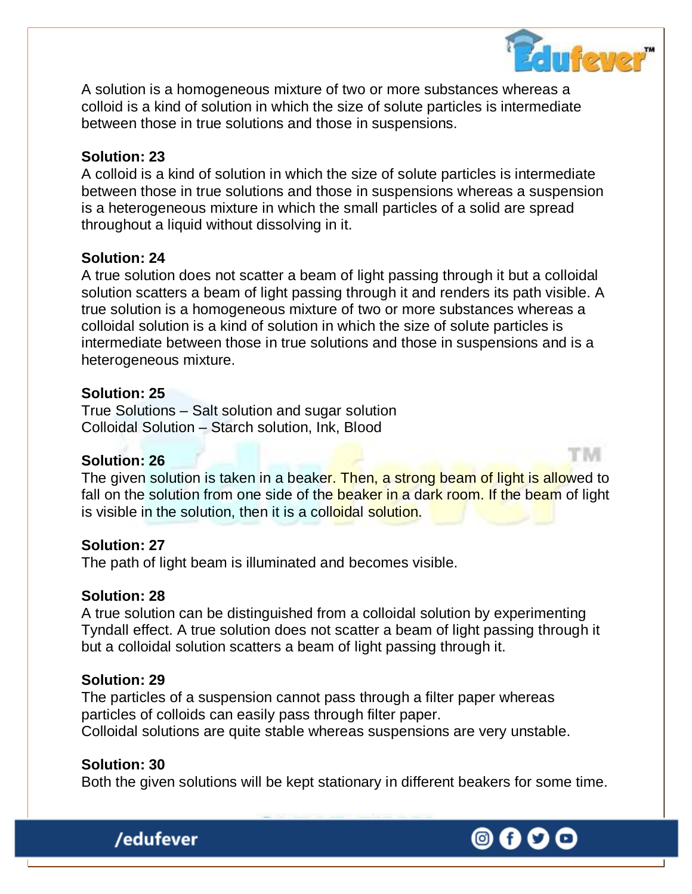A solution is a homogeneous mixture of two or more substances whereas a colloid is a kind of solution in which the size of solute particles is intermediate between those in true solutions and those in suspensions.

**Solution: 23**

A colloid is a kind of solution in which the size of solute particles is intermediate between those in true solutions and those in suspensions whereas a suspension is a heterogeneous mixture in which the small particles of a solid are spread throughout a liquid without dissolving in it.

**Solution: 24**

A true solution does not scatter a beam of light passing through it but a colloidal solution scatters a beam of light passing through it and renders its path visible. A true solution is a homogeneous mixture of two or more substances whereas a colloidal solution is a kind of solution in which the size of solute particles is intermediate between those in true solutions and those in suspensions and is a heterogeneous mixture.

**Solution: 25**

True Solutions – Salt solution and sugar solution
Colloidal Solution – Starch solution, Ink, Blood

**Solution: 26**

The given solution is taken in a beaker. Then, a strong beam of light is allowed to fall on the solution from one side of the beaker in a dark room. If the beam of light is visible in the solution, then it is a colloidal solution.

**Solution: 27**

The path of light beam is illuminated and becomes visible.

**Solution: 28**

A true solution can be distinguished from a colloidal solution by experimenting Tyndall effect. A true solution does not scatter a beam of light passing through it but a colloidal solution scatters a beam of light passing through it.

**Solution: 29**

The particles of a suspension cannot pass through a filter paper whereas particles of colloids can easily pass through filter paper.
Colloidal solutions are quite stable whereas suspensions are very unstable.

**Solution: 30**

Both the given solutions will be kept stationary in different beakers for some time.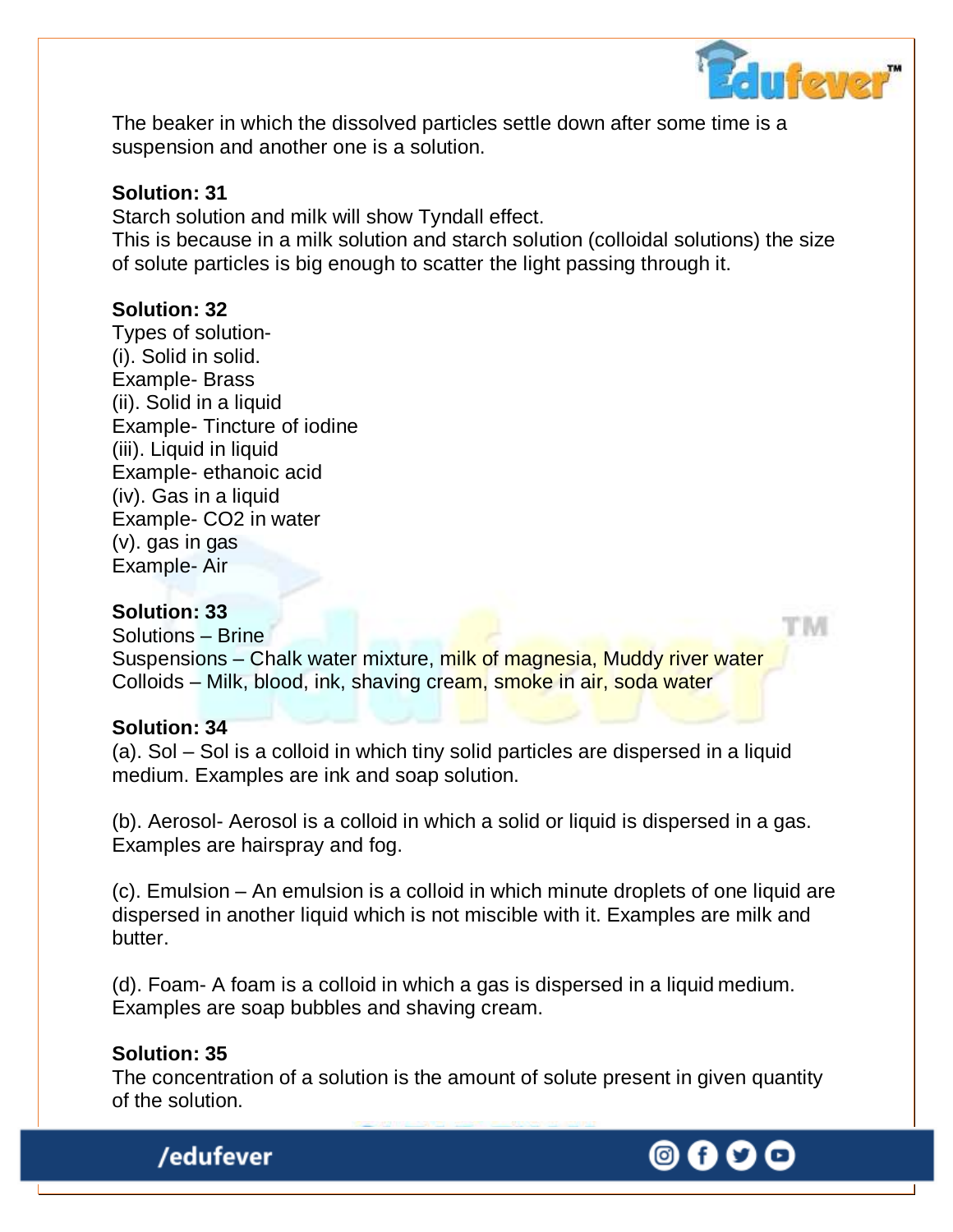The beaker in which the dissolved particles settle down after some time is a suspension and another one is a solution.

**Solution: 31**

Starch solution and milk will show Tyndall effect.
This is because in a milk solution and starch solution (colloidal solutions) the size of solute particles is big enough to scatter the light passing through it.

**Solution: 32**

Types of solution-
(i). Solid in solid.
Example- Brass
(ii). Solid in a liquid
Example- Tincture of iodine
(iii). Liquid in liquid
Example- ethanoic acid
(iv). Gas in a liquid
Example- $CO_2$ in water
(v). gas in gas
Example- Air

**Solution: 33**

Solutions – Brine
Suspensions – Chalk water mixture, milk of magnesia, Muddy river water
Colloids – Milk, blood, ink, shaving cream, smoke in air, soda water

**Solution: 34**

(a). Sol – Sol is a colloid in which tiny solid particles are dispersed in a liquid medium. Examples are ink and soap solution.

(b). Aerosol- Aerosol is a colloid in which a solid or liquid is dispersed in a gas. Examples are hairspray and fog.

(c). Emulsion – An emulsion is a colloid in which minute droplets of one liquid are dispersed in another liquid which is not miscible with it. Examples are milk and butter.

(d). Foam- A foam is a colloid in which a gas is dispersed in a liquid medium. Examples are soap bubbles and shaving cream.

**Solution: 35**

The concentration of a solution is the amount of solute present in given quantity of the solution.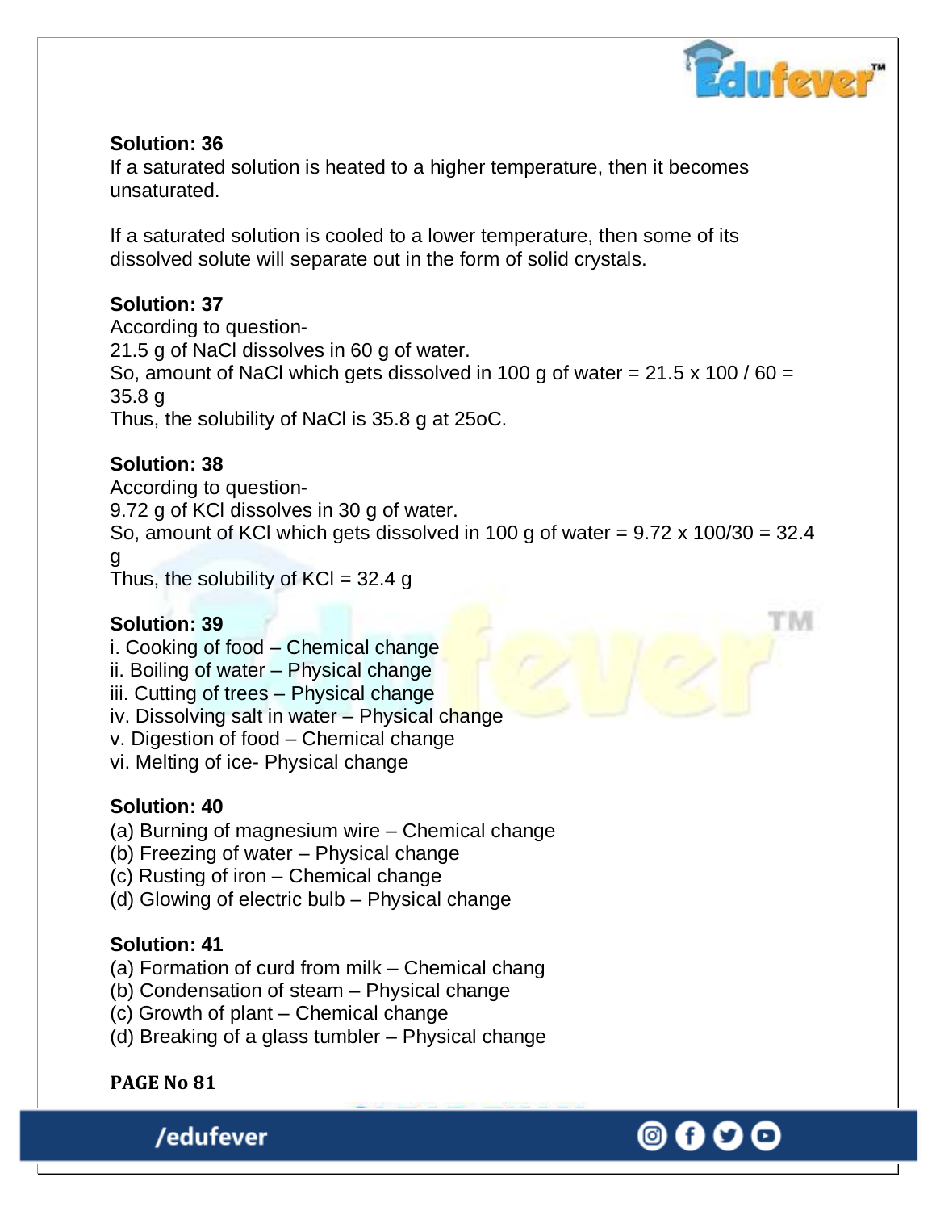**Solution: 36**

If a saturated solution is heated to a higher temperature, then it becomes unsaturated.

If a saturated solution is cooled to a lower temperature, then some of its dissolved solute will separate out in the form of solid crystals.

**Solution: 37**

According to question-
21.5 g of NaCl dissolves in 60 g of water.
So, amount of NaCl which gets dissolved in 100 g of water = 21.5 x 100 / 60 = 35.8 g
Thus, the solubility of NaCl is 35.8 g at 25oC.

**Solution: 38**

According to question-
9.72 g of KCl dissolves in 30 g of water.
So, amount of KCl which gets dissolved in 100 g of water = 9.72 x 100/30 = 32.4 g
Thus, the solubility of KCl = 32.4 g

**Solution: 39**

i. Cooking of food – Chemical change
ii. Boiling of water – Physical change
iii. Cutting of trees – Physical change
iv. Dissolving salt in water – Physical change
v. Digestion of food – Chemical change
vi. Melting of ice- Physical change

**Solution: 40**

(a) Burning of magnesium wire – Chemical change
(b) Freezing of water – Physical change
(c) Rusting of iron – Chemical change
(d) Glowing of electric bulb – Physical change

**Solution: 41**

(a) Formation of curd from milk – Chemical chang
(b) Condensation of steam – Physical change
(c) Growth of plant – Chemical change
(d) Breaking of a glass tumbler – Physical change

**PAGE No 81**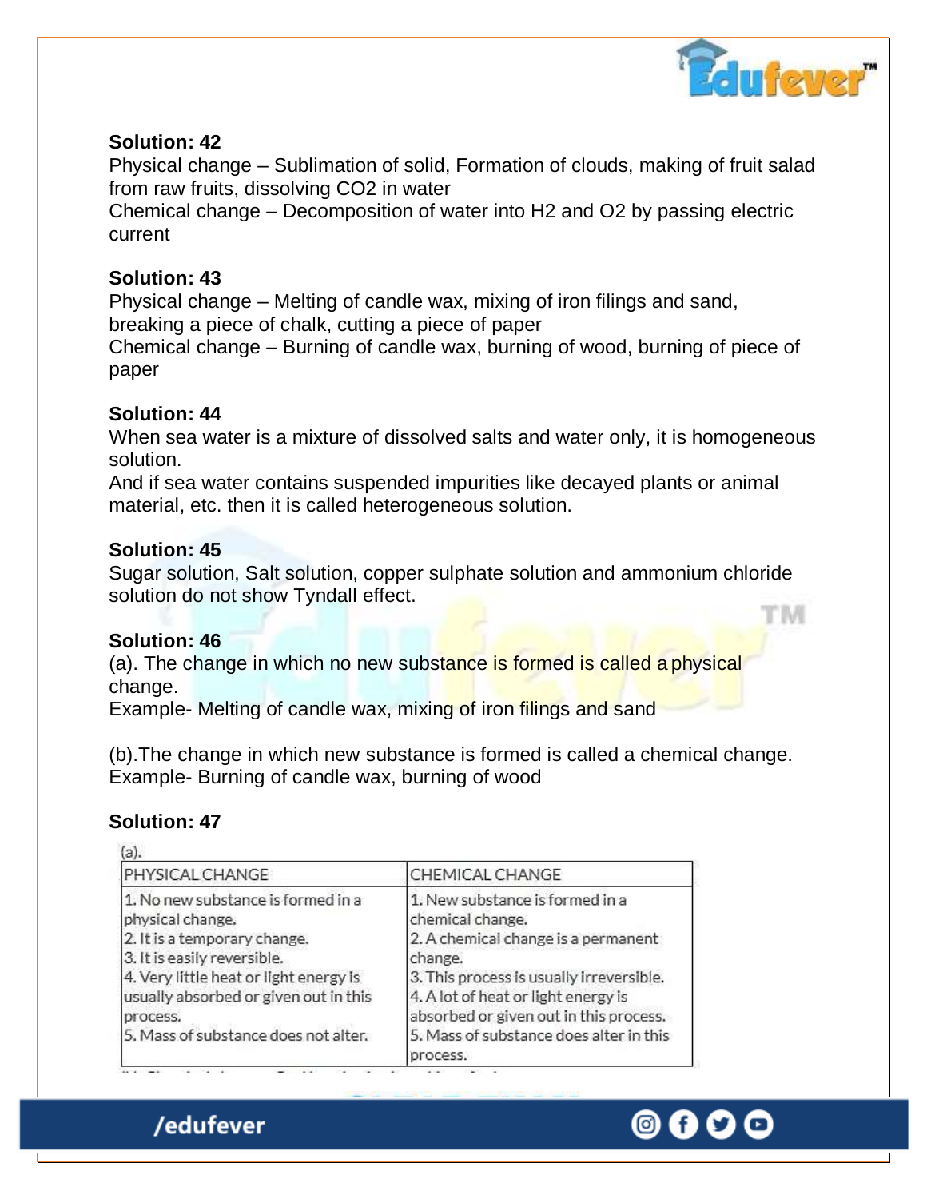**Solution: 42**

Physical change – Sublimation of solid, Formation of clouds, making of fruit salad from raw fruits, dissolving $CO_2$ in water

Chemical change – Decomposition of water into $H_2$ and $O_2$ by passing electric current

**Solution: 43**

Physical change – Melting of candle wax, mixing of iron filings and sand, breaking a piece of chalk, cutting a piece of paper

Chemical change – Burning of candle wax, burning of wood, burning of piece of paper

**Solution: 44**

When sea water is a mixture of dissolved salts and water only, it is homogeneous solution.

And if sea water contains suspended impurities like decayed plants or animal material, etc. then it is called heterogeneous solution.

**Solution: 45**

Sugar solution, Salt solution, copper sulphate solution and ammonium chloride solution do not show Tyndall effect.

**Solution: 46**

(a). The change in which no new substance is formed is called a physical change.

Example- Melting of candle wax, mixing of iron filings and sand

(b).The change in which new substance is formed is called a chemical change.

Example- Burning of candle wax, burning of wood

**Solution: 47**

(a).

| PHYSICAL CHANGE | CHEMICAL CHANGE |
|---|---|
| 1. No new substance is formed in a physical change.<br>2. It is a temporary change.<br>3. It is easily reversible.<br>4. Very little heat or light energy is usually absorbed or given out in this process.<br>5. Mass of substance does not alter. | 1. New substance is formed in a chemical change.<br>2. A chemical change is a permanent change.<br>3. This process is usually irreversible.<br>4. A lot of heat or light energy is absorbed or given out in this process.<br>5. Mass of substance does alter in this process. |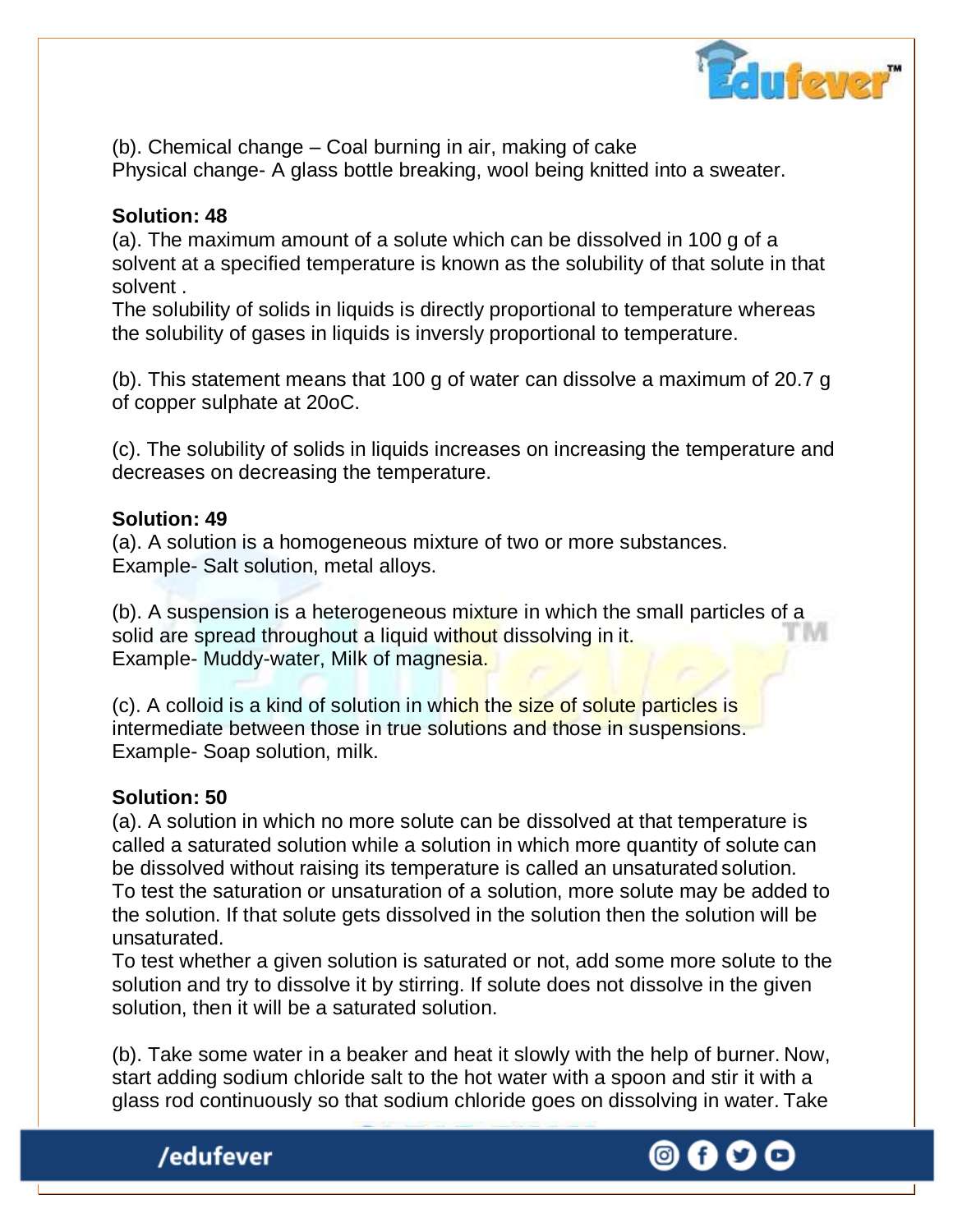(b). Chemical change – Coal burning in air, making of cake
Physical change- A glass bottle breaking, wool being knitted into a sweater.

**Solution: 48**

(a). The maximum amount of a solute which can be dissolved in 100 g of a solvent at a specified temperature is known as the solubility of that solute in that solvent .
The solubility of solids in liquids is directly proportional to temperature whereas the solubility of gases in liquids is inversly proportional to temperature.

(b). This statement means that 100 g of water can dissolve a maximum of 20.7 g of copper sulphate at 20oC.

(c). The solubility of solids in liquids increases on increasing the temperature and decreases on decreasing the temperature.

**Solution: 49**

(a). A solution is a homogeneous mixture of two or more substances.
Example- Salt solution, metal alloys.

(b). A suspension is a heterogeneous mixture in which the small particles of a solid are spread throughout a liquid without dissolving in it.
Example- Muddy-water, Milk of magnesia.

(c). A colloid is a kind of solution in which the size of solute particles is intermediate between those in true solutions and those in suspensions.
Example- Soap solution, milk.

**Solution: 50**

(a). A solution in which no more solute can be dissolved at that temperature is called a saturated solution while a solution in which more quantity of solute can be dissolved without raising its temperature is called an unsaturated solution.
To test the saturation or unsaturation of a solution, more solute may be added to the solution. If that solute gets dissolved in the solution then the solution will be unsaturated.
To test whether a given solution is saturated or not, add some more solute to the solution and try to dissolve it by stirring. If solute does not dissolve in the given solution, then it will be a saturated solution.

(b). Take some water in a beaker and heat it slowly with the help of burner. Now, start adding sodium chloride salt to the hot water with a spoon and stir it with a glass rod continuously so that sodium chloride goes on dissolving in water. Take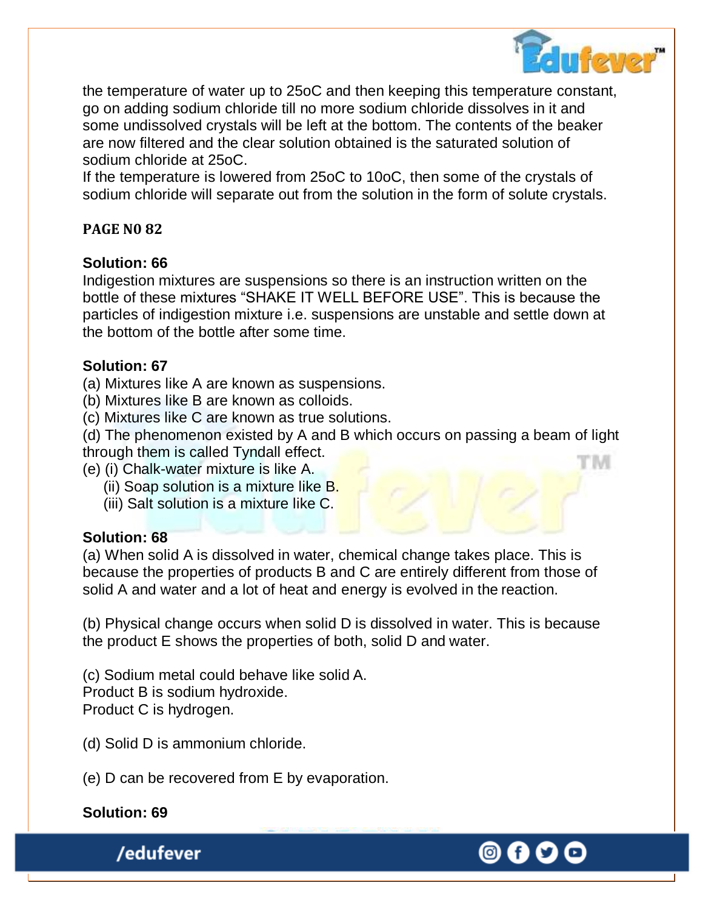the temperature of water up to 25oC and then keeping this temperature constant, go on adding sodium chloride till no more sodium chloride dissolves in it and some undissolved crystals will be left at the bottom. The contents of the beaker are now filtered and the clear solution obtained is the saturated solution of sodium chloride at 25oC.
If the temperature is lowered from 25oC to 10oC, then some of the crystals of sodium chloride will separate out from the solution in the form of solute crystals.

**PAGE N0 82**

**Solution: 66**
Indigestion mixtures are suspensions so there is an instruction written on the bottle of these mixtures "SHAKE IT WELL BEFORE USE". This is because the particles of indigestion mixture i.e. suspensions are unstable and settle down at the bottom of the bottle after some time.

**Solution: 67**
(a) Mixtures like A are known as suspensions.
(b) Mixtures like B are known as colloids.
(c) Mixtures like C are known as true solutions.
(d) The phenomenon existed by A and B which occurs on passing a beam of light through them is called Tyndall effect.
(e) (i) Chalk-water mixture is like A.
(ii) Soap solution is a mixture like B.
(iii) Salt solution is a mixture like C.

**Solution: 68**
(a) When solid A is dissolved in water, chemical change takes place. This is because the properties of products B and C are entirely different from those of solid A and water and a lot of heat and energy is evolved in the reaction.

(b) Physical change occurs when solid D is dissolved in water. This is because the product E shows the properties of both, solid D and water.

(c) Sodium metal could behave like solid A.
Product B is sodium hydroxide.
Product C is hydrogen.

(d) Solid D is ammonium chloride.

(e) D can be recovered from E by evaporation.

**Solution: 69**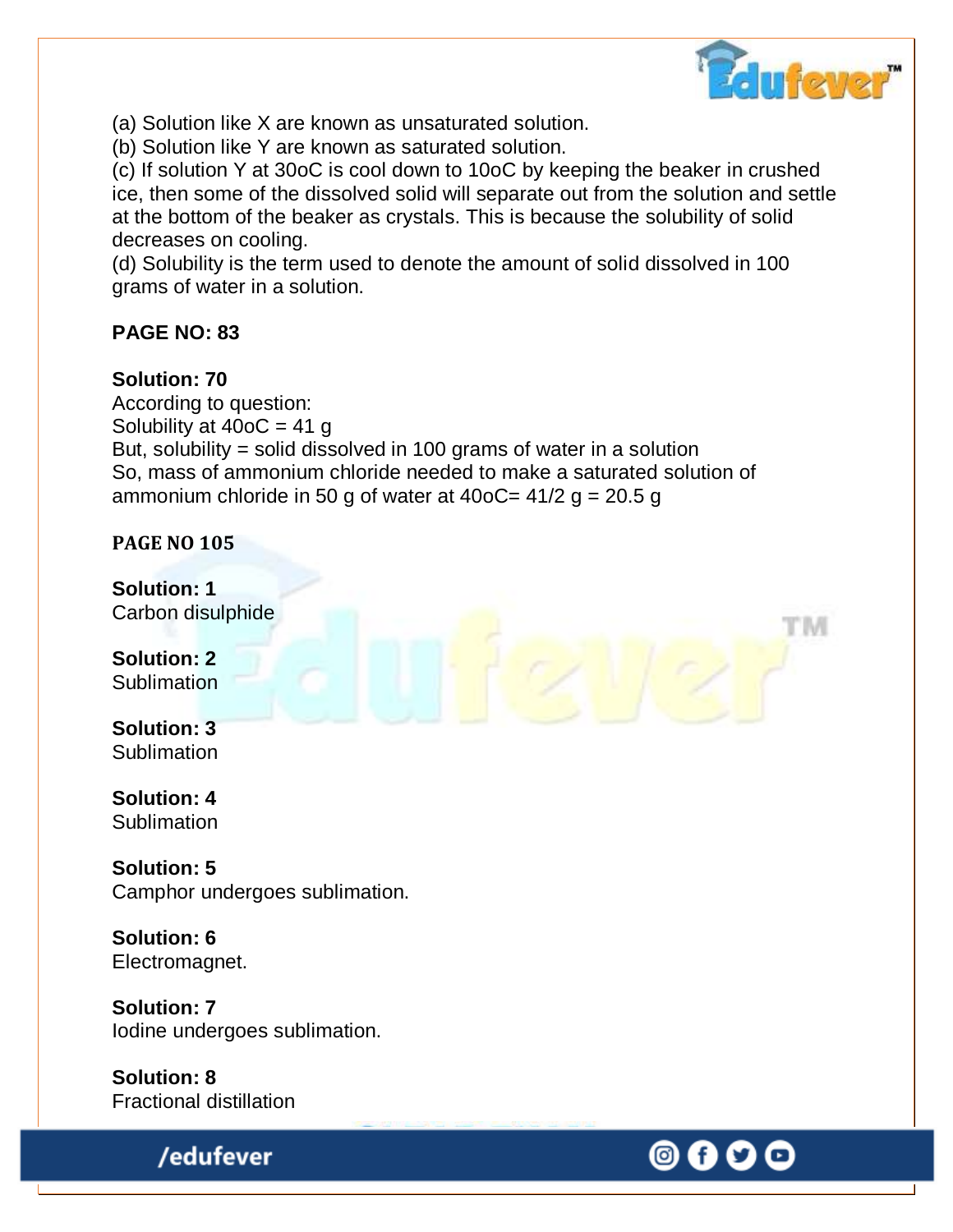(a) Solution like X are known as unsaturated solution.
(b) Solution like Y are known as saturated solution.
(c) If solution Y at 30oC is cool down to 10oC by keeping the beaker in crushed ice, then some of the dissolved solid will separate out from the solution and settle at the bottom of the beaker as crystals. This is because the solubility of solid decreases on cooling.
(d) Solubility is the term used to denote the amount of solid dissolved in 100 grams of water in a solution.

**PAGE NO: 83**

**Solution: 70**
According to question:
Solubility at 40oC = 41 g
But, solubility = solid dissolved in 100 grams of water in a solution
So, mass of ammonium chloride needed to make a saturated solution of ammonium chloride in 50 g of water at 40oC= 41/2 g = 20.5 g

**PAGE NO 105**

**Solution: 1**
Carbon disulphide

**Solution: 2**
Sublimation

**Solution: 3**
Sublimation

**Solution: 4**
Sublimation

**Solution: 5**
Camphor undergoes sublimation.

**Solution: 6**
Electromagnet.

**Solution: 7**
Iodine undergoes sublimation.

**Solution: 8**
Fractional distillation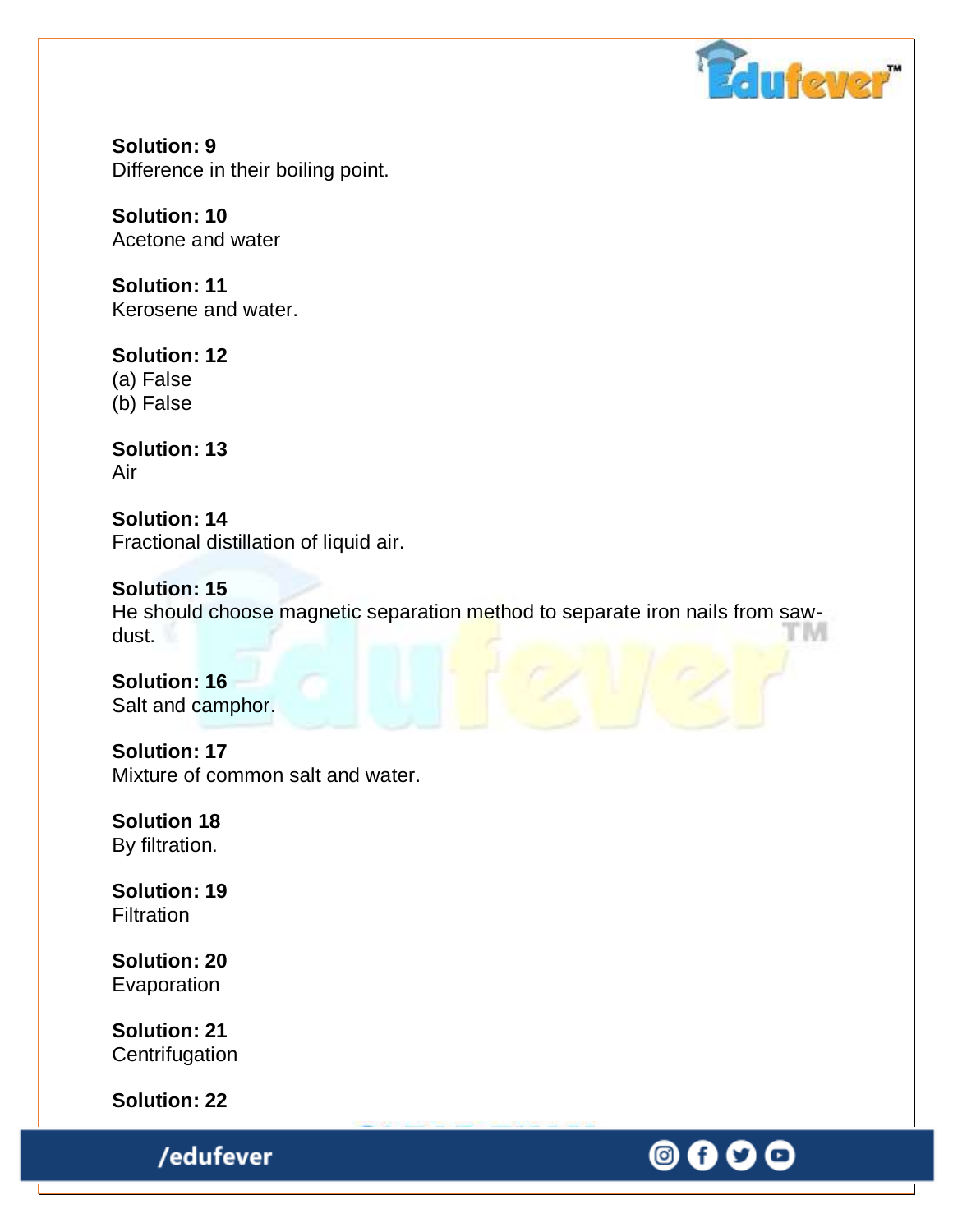**Solution: 9**
Difference in their boiling point.

**Solution: 10**
Acetone and water

**Solution: 11**
Kerosene and water.

**Solution: 12**
(a) False
(b) False

**Solution: 13**
Air

**Solution: 14**
Fractional distillation of liquid air.

**Solution: 15**
He should choose magnetic separation method to separate iron nails from saw-dust.

**Solution: 16**
Salt and camphor.

**Solution: 17**
Mixture of common salt and water.

**Solution 18**
By filtration.

**Solution: 19**
Filtration

**Solution: 20**
Evaporation

**Solution: 21**
Centrifugation

**Solution: 22**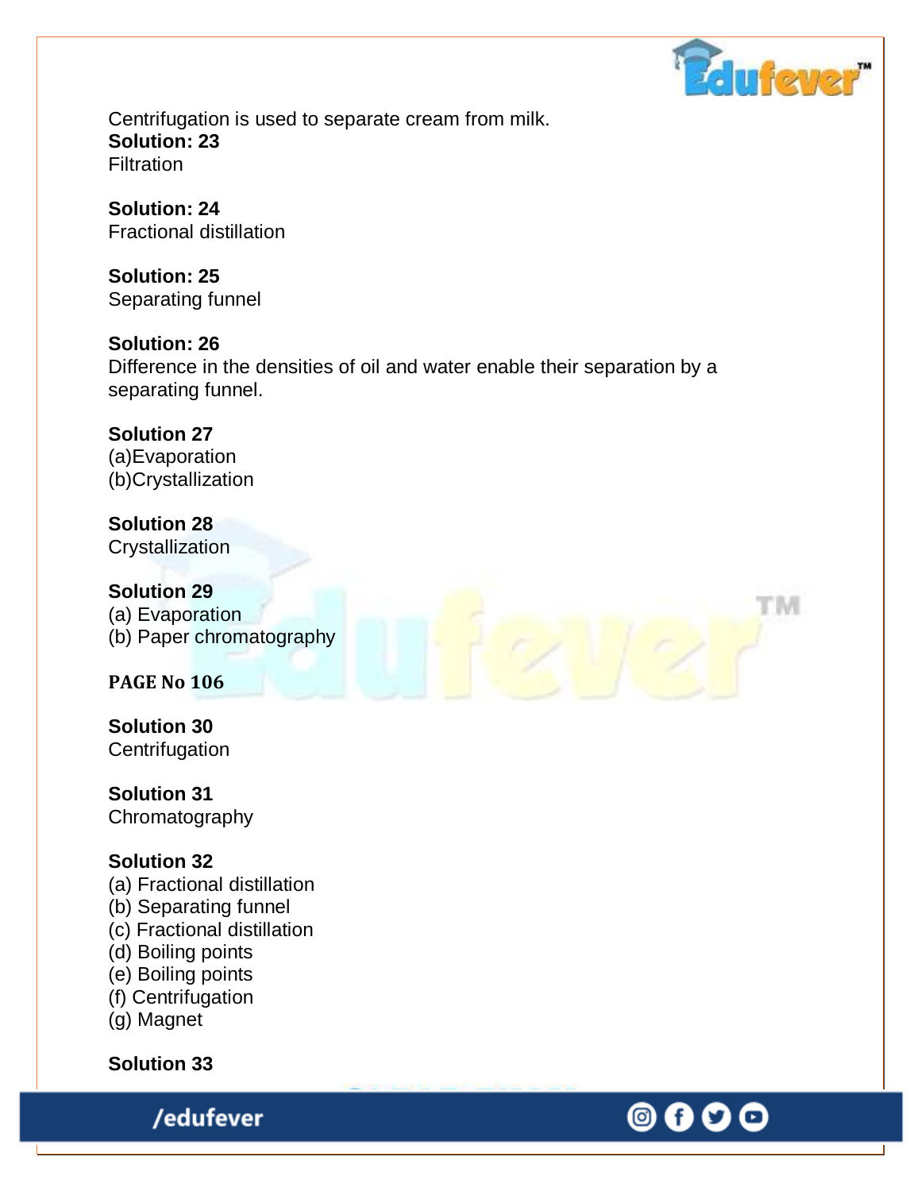Centrifugation is used to separate cream from milk.

**Solution: 23**
Filtration

**Solution: 24**
Fractional distillation

**Solution: 25**
Separating funnel

**Solution: 26**
Difference in the densities of oil and water enable their separation by a separating funnel.

**Solution 27**
(a)Evaporation
(b)Crystallization

**Solution 28**
Crystallization

**Solution 29**
(a) Evaporation
(b) Paper chromatography

**PAGE No 106**

**Solution 30**
Centrifugation

**Solution 31**
Chromatography

**Solution 32**
(a) Fractional distillation
(b) Separating funnel
(c) Fractional distillation
(d) Boiling points
(e) Boiling points
(f) Centrifugation
(g) Magnet

**Solution 33**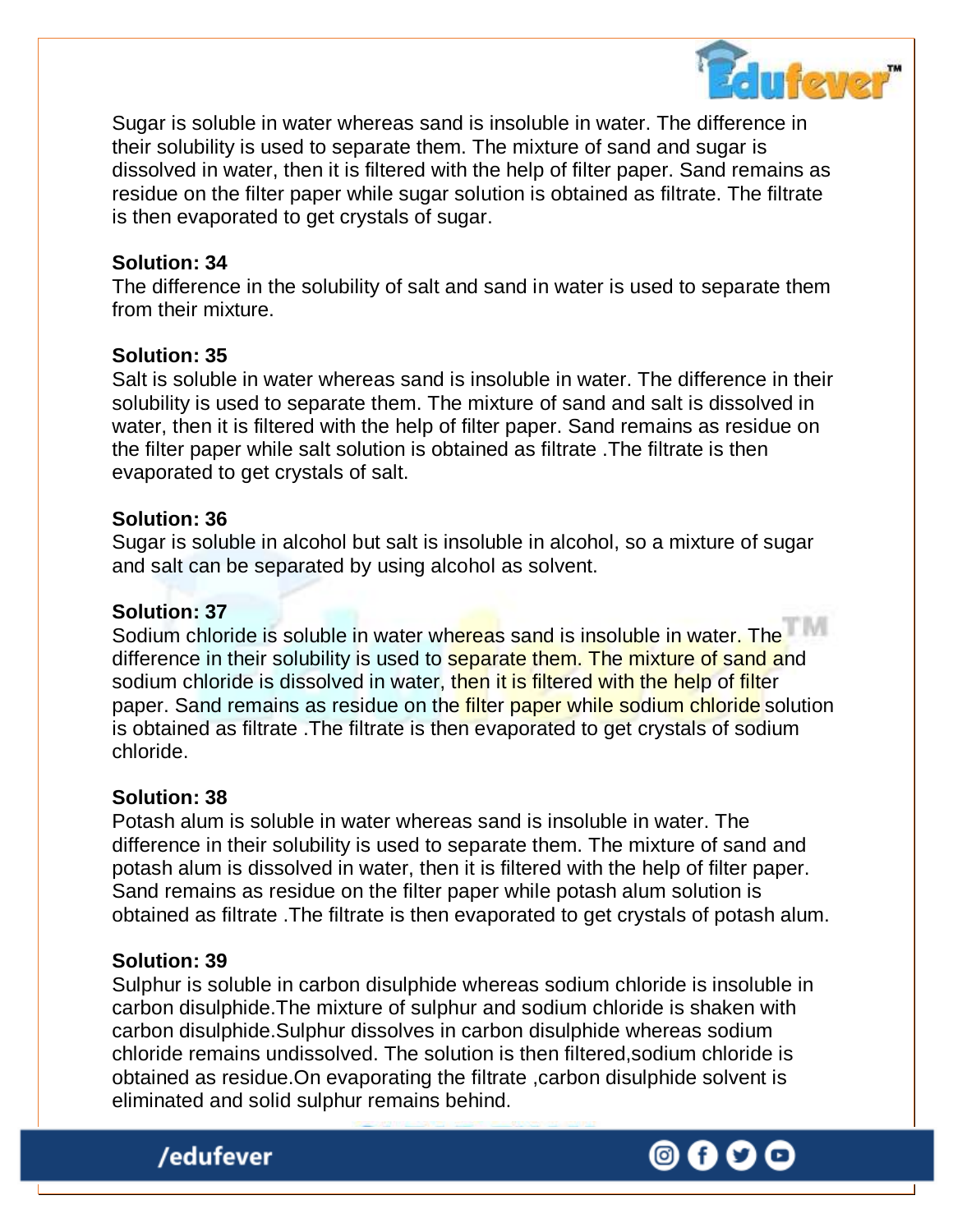Sugar is soluble in water whereas sand is insoluble in water. The difference in their solubility is used to separate them. The mixture of sand and sugar is dissolved in water, then it is filtered with the help of filter paper. Sand remains as residue on the filter paper while sugar solution is obtained as filtrate. The filtrate is then evaporated to get crystals of sugar.

**Solution: 34**
The difference in the solubility of salt and sand in water is used to separate them from their mixture.

**Solution: 35**
Salt is soluble in water whereas sand is insoluble in water. The difference in their solubility is used to separate them. The mixture of sand and salt is dissolved in water, then it is filtered with the help of filter paper. Sand remains as residue on the filter paper while salt solution is obtained as filtrate .The filtrate is then evaporated to get crystals of salt.

**Solution: 36**
Sugar is soluble in alcohol but salt is insoluble in alcohol, so a mixture of sugar and salt can be separated by using alcohol as solvent.

**Solution: 37**
Sodium chloride is soluble in water whereas sand is insoluble in water. The difference in their solubility is used to separate them. The mixture of sand and sodium chloride is dissolved in water, then it is filtered with the help of filter paper. Sand remains as residue on the filter paper while sodium chloride solution is obtained as filtrate .The filtrate is then evaporated to get crystals of sodium chloride.

**Solution: 38**
Potash alum is soluble in water whereas sand is insoluble in water. The difference in their solubility is used to separate them. The mixture of sand and potash alum is dissolved in water, then it is filtered with the help of filter paper. Sand remains as residue on the filter paper while potash alum solution is obtained as filtrate .The filtrate is then evaporated to get crystals of potash alum.

**Solution: 39**
Sulphur is soluble in carbon disulphide whereas sodium chloride is insoluble in carbon disulphide.The mixture of sulphur and sodium chloride is shaken with carbon disulphide.Sulphur dissolves in carbon disulphide whereas sodium chloride remains undissolved. The solution is then filtered,sodium chloride is obtained as residue.On evaporating the filtrate ,carbon disulphide solvent is eliminated and solid sulphur remains behind.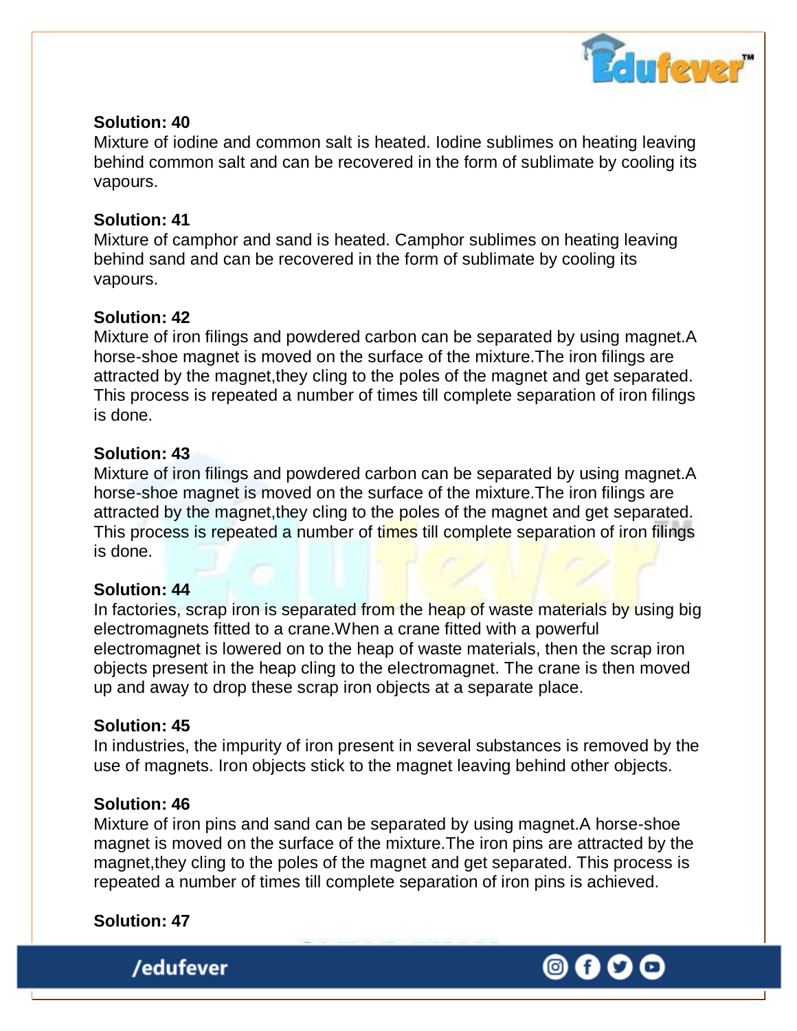**Solution: 40**

Mixture of iodine and common salt is heated. Iodine sublimes on heating leaving behind common salt and can be recovered in the form of sublimate by cooling its vapours.

**Solution: 41**

Mixture of camphor and sand is heated. Camphor sublimes on heating leaving behind sand and can be recovered in the form of sublimate by cooling its vapours.

**Solution: 42**

Mixture of iron filings and powdered carbon can be separated by using magnet.A horse-shoe magnet is moved on the surface of the mixture.The iron filings are attracted by the magnet,they cling to the poles of the magnet and get separated. This process is repeated a number of times till complete separation of iron filings is done.

**Solution: 43**

Mixture of iron filings and powdered carbon can be separated by using magnet.A horse-shoe magnet is moved on the surface of the mixture.The iron filings are attracted by the magnet,they cling to the poles of the magnet and get separated. This process is repeated a number of times till complete separation of iron filings is done.

**Solution: 44**

In factories, scrap iron is separated from the heap of waste materials by using big electromagnets fitted to a crane.When a crane fitted with a powerful electromagnet is lowered on to the heap of waste materials, then the scrap iron objects present in the heap cling to the electromagnet. The crane is then moved up and away to drop these scrap iron objects at a separate place.

**Solution: 45**

In industries, the impurity of iron present in several substances is removed by the use of magnets. Iron objects stick to the magnet leaving behind other objects.

**Solution: 46**

Mixture of iron pins and sand can be separated by using magnet.A horse-shoe magnet is moved on the surface of the mixture.The iron pins are attracted by the magnet,they cling to the poles of the magnet and get separated. This process is repeated a number of times till complete separation of iron pins is achieved.

**Solution: 47**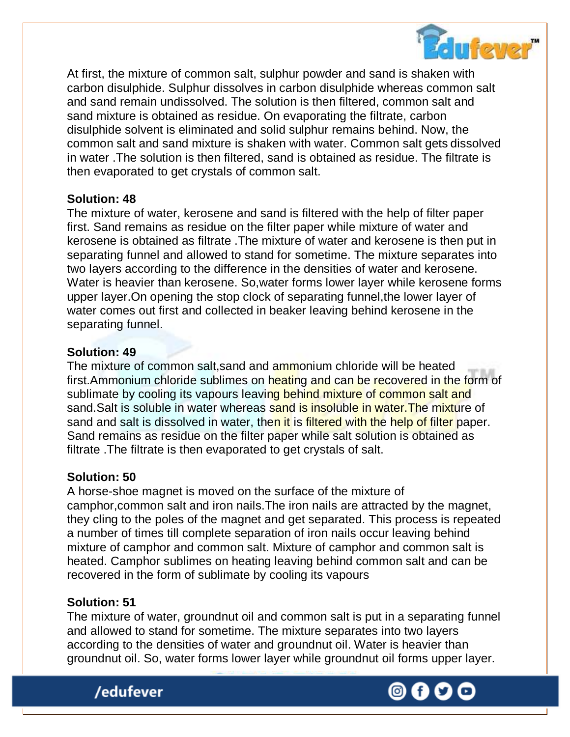At first, the mixture of common salt, sulphur powder and sand is shaken with carbon disulphide. Sulphur dissolves in carbon disulphide whereas common salt and sand remain undissolved. The solution is then filtered, common salt and sand mixture is obtained as residue. On evaporating the filtrate, carbon disulphide solvent is eliminated and solid sulphur remains behind. Now, the common salt and sand mixture is shaken with water. Common salt gets dissolved in water .The solution is then filtered, sand is obtained as residue. The filtrate is then evaporated to get crystals of common salt.

**Solution: 48**

The mixture of water, kerosene and sand is filtered with the help of filter paper first. Sand remains as residue on the filter paper while mixture of water and kerosene is obtained as filtrate .The mixture of water and kerosene is then put in separating funnel and allowed to stand for sometime. The mixture separates into two layers according to the difference in the densities of water and kerosene. Water is heavier than kerosene. So,water forms lower layer while kerosene forms upper layer.On opening the stop clock of separating funnel,the lower layer of water comes out first and collected in beaker leaving behind kerosene in the separating funnel.

**Solution: 49**

The mixture of common salt,sand and ammonium chloride will be heated first.Ammonium chloride sublimes on heating and can be recovered in the form of sublimate by cooling its vapours leaving behind mixture of common salt and sand.Salt is soluble in water whereas sand is insoluble in water.The mixture of sand and salt is dissolved in water, then it is filtered with the help of filter paper. Sand remains as residue on the filter paper while salt solution is obtained as filtrate .The filtrate is then evaporated to get crystals of salt.

**Solution: 50**

A horse-shoe magnet is moved on the surface of the mixture of camphor,common salt and iron nails.The iron nails are attracted by the magnet, they cling to the poles of the magnet and get separated. This process is repeated a number of times till complete separation of iron nails occur leaving behind mixture of camphor and common salt. Mixture of camphor and common salt is heated. Camphor sublimes on heating leaving behind common salt and can be recovered in the form of sublimate by cooling its vapours

**Solution: 51**

The mixture of water, groundnut oil and common salt is put in a separating funnel and allowed to stand for sometime. The mixture separates into two layers according to the densities of water and groundnut oil. Water is heavier than groundnut oil. So, water forms lower layer while groundnut oil forms upper layer.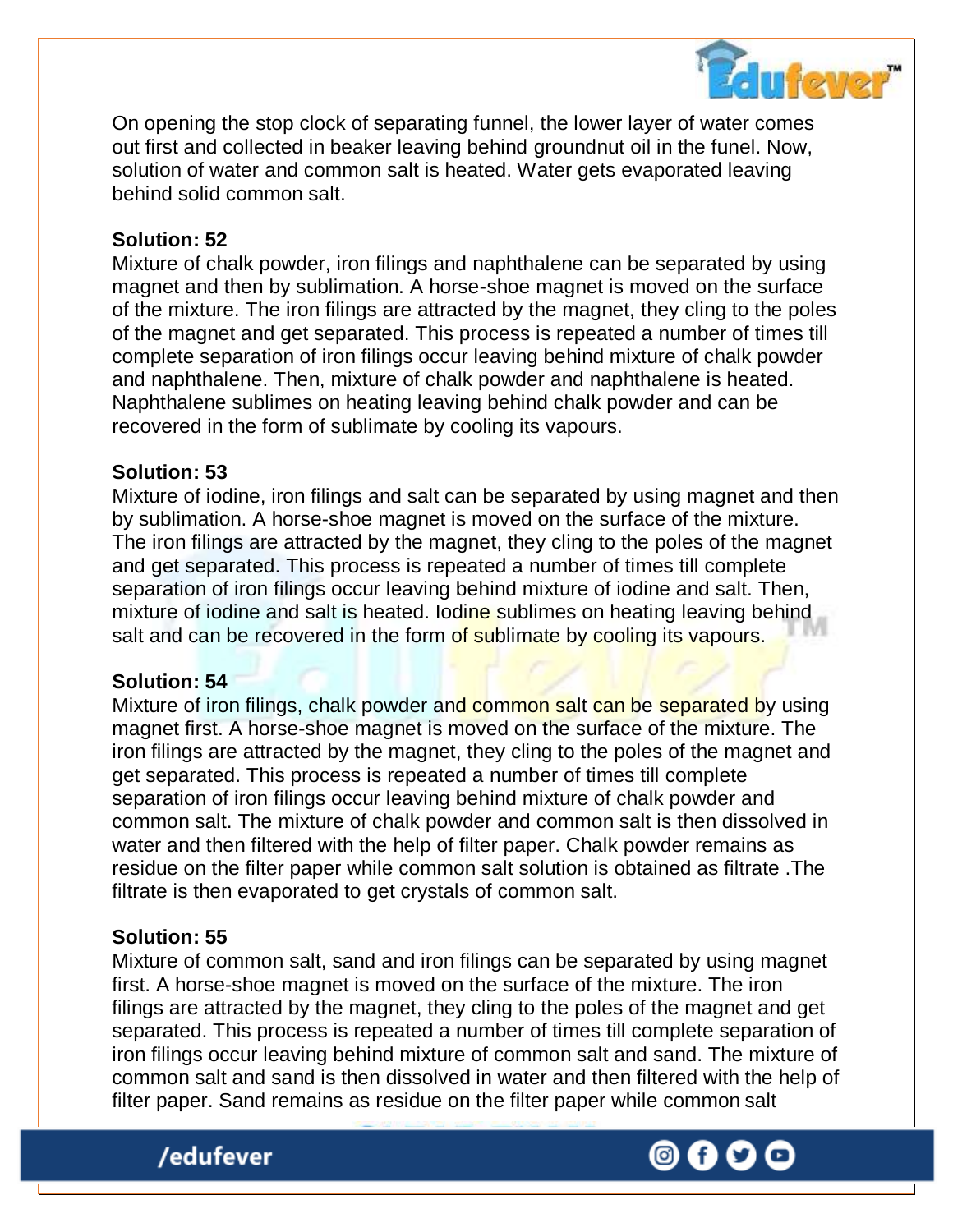On opening the stop clock of separating funnel, the lower layer of water comes out first and collected in beaker leaving behind groundnut oil in the funel. Now, solution of water and common salt is heated. Water gets evaporated leaving behind solid common salt.

**Solution: 52**

Mixture of chalk powder, iron filings and naphthalene can be separated by using magnet and then by sublimation. A horse-shoe magnet is moved on the surface of the mixture. The iron filings are attracted by the magnet, they cling to the poles of the magnet and get separated. This process is repeated a number of times till complete separation of iron filings occur leaving behind mixture of chalk powder and naphthalene. Then, mixture of chalk powder and naphthalene is heated. Naphthalene sublimes on heating leaving behind chalk powder and can be recovered in the form of sublimate by cooling its vapours.

**Solution: 53**

Mixture of iodine, iron filings and salt can be separated by using magnet and then by sublimation. A horse-shoe magnet is moved on the surface of the mixture. The iron filings are attracted by the magnet, they cling to the poles of the magnet and get separated. This process is repeated a number of times till complete separation of iron filings occur leaving behind mixture of iodine and salt. Then, mixture of iodine and salt is heated. Iodine sublimes on heating leaving behind salt and can be recovered in the form of sublimate by cooling its vapours.

**Solution: 54**

Mixture of iron filings, chalk powder and common salt can be separated by using magnet first. A horse-shoe magnet is moved on the surface of the mixture. The iron filings are attracted by the magnet, they cling to the poles of the magnet and get separated. This process is repeated a number of times till complete separation of iron filings occur leaving behind mixture of chalk powder and common salt. The mixture of chalk powder and common salt is then dissolved in water and then filtered with the help of filter paper. Chalk powder remains as residue on the filter paper while common salt solution is obtained as filtrate .The filtrate is then evaporated to get crystals of common salt.

**Solution: 55**

Mixture of common salt, sand and iron filings can be separated by using magnet first. A horse-shoe magnet is moved on the surface of the mixture. The iron filings are attracted by the magnet, they cling to the poles of the magnet and get separated. This process is repeated a number of times till complete separation of iron filings occur leaving behind mixture of common salt and sand. The mixture of common salt and sand is then dissolved in water and then filtered with the help of filter paper. Sand remains as residue on the filter paper while common salt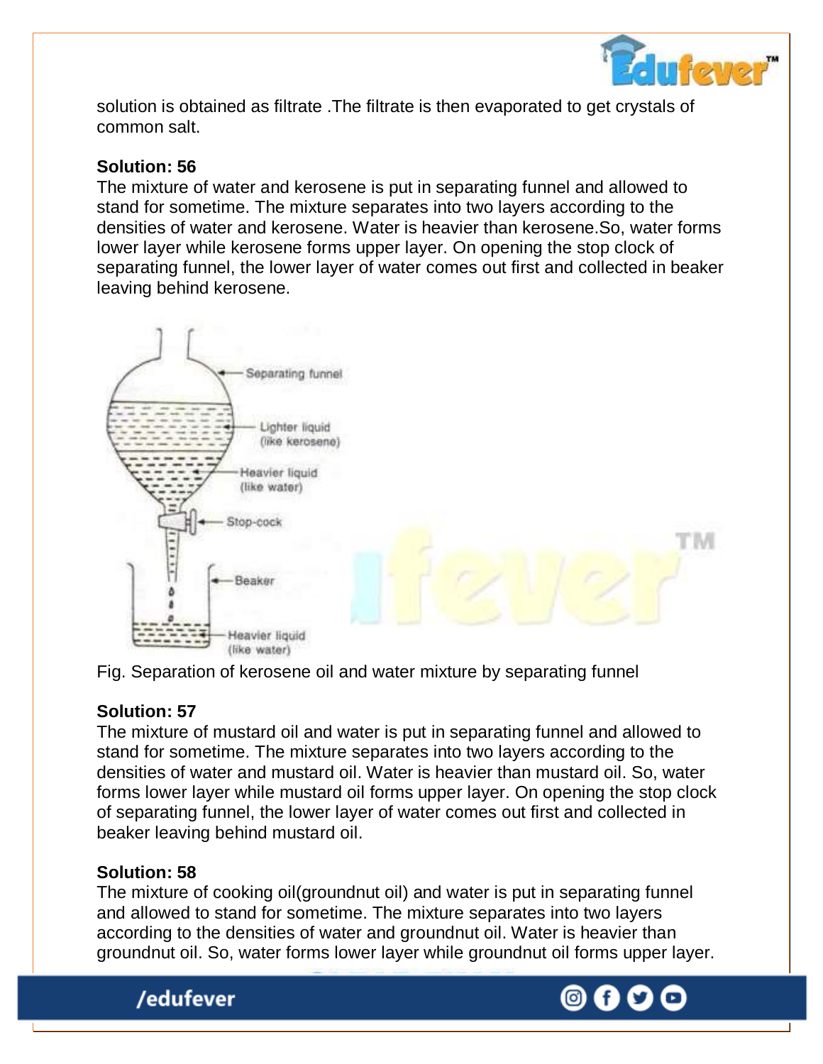solution is obtained as filtrate .The filtrate is then evaporated to get crystals of common salt.

**Solution: 56**

The mixture of water and kerosene is put in separating funnel and allowed to stand for sometime. The mixture separates into two layers according to the densities of water and kerosene. Water is heavier than kerosene.So, water forms lower layer while kerosene forms upper layer. On opening the stop clock of separating funnel, the lower layer of water comes out first and collected in beaker leaving behind kerosene.

Fig. Separation of kerosene oil and water mixture by separating funnel

**Solution: 57**

The mixture of mustard oil and water is put in separating funnel and allowed to stand for sometime. The mixture separates into two layers according to the densities of water and mustard oil. Water is heavier than mustard oil. So, water forms lower layer while mustard oil forms upper layer. On opening the stop clock of separating funnel, the lower layer of water comes out first and collected in beaker leaving behind mustard oil.

**Solution: 58**

The mixture of cooking oil(groundnut oil) and water is put in separating funnel and allowed to stand for sometime. The mixture separates into two layers according to the densities of water and groundnut oil. Water is heavier than groundnut oil. So, water forms lower layer while groundnut oil forms upper layer.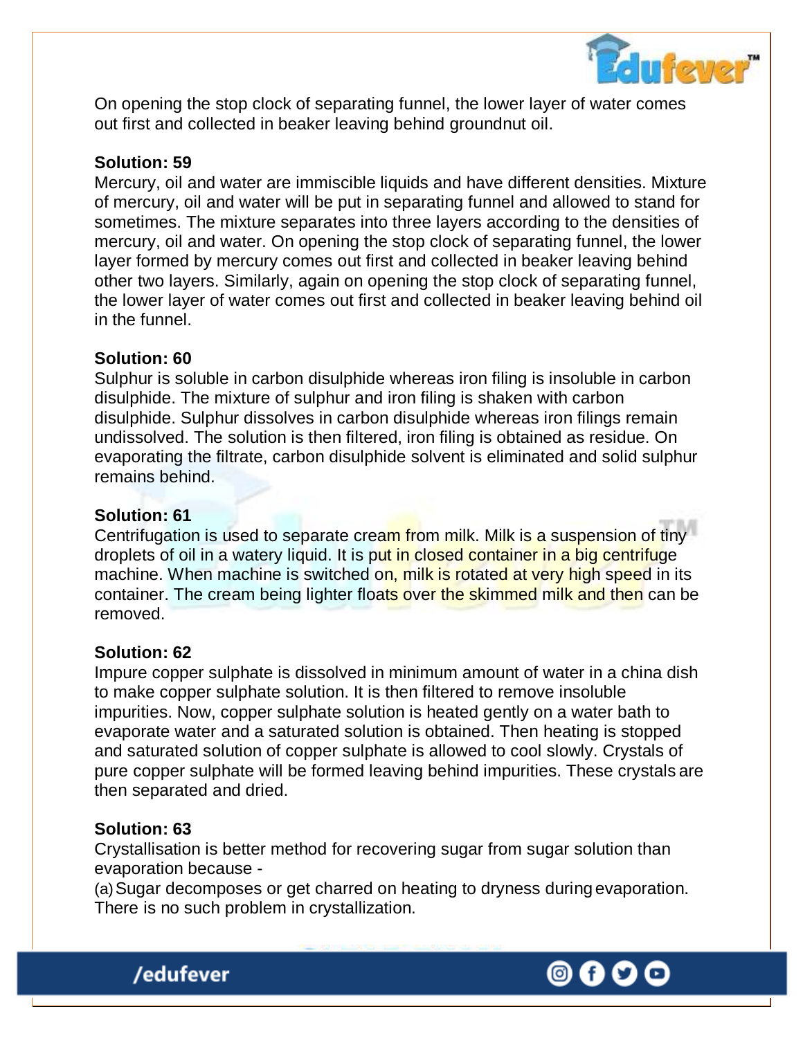On opening the stop clock of separating funnel, the lower layer of water comes out first and collected in beaker leaving behind groundnut oil.

**Solution: 59**

Mercury, oil and water are immiscible liquids and have different densities. Mixture of mercury, oil and water will be put in separating funnel and allowed to stand for sometimes. The mixture separates into three layers according to the densities of mercury, oil and water. On opening the stop clock of separating funnel, the lower layer formed by mercury comes out first and collected in beaker leaving behind other two layers. Similarly, again on opening the stop clock of separating funnel, the lower layer of water comes out first and collected in beaker leaving behind oil in the funnel.

**Solution: 60**

Sulphur is soluble in carbon disulphide whereas iron filing is insoluble in carbon disulphide. The mixture of sulphur and iron filing is shaken with carbon disulphide. Sulphur dissolves in carbon disulphide whereas iron filings remain undissolved. The solution is then filtered, iron filing is obtained as residue. On evaporating the filtrate, carbon disulphide solvent is eliminated and solid sulphur remains behind.

**Solution: 61**

Centrifugation is used to separate cream from milk. Milk is a suspension of tiny droplets of oil in a watery liquid. It is put in closed container in a big centrifuge machine. When machine is switched on, milk is rotated at very high speed in its container. The cream being lighter floats over the skimmed milk and then can be removed.

**Solution: 62**

Impure copper sulphate is dissolved in minimum amount of water in a china dish to make copper sulphate solution. It is then filtered to remove insoluble impurities. Now, copper sulphate solution is heated gently on a water bath to evaporate water and a saturated solution is obtained. Then heating is stopped and saturated solution of copper sulphate is allowed to cool slowly. Crystals of pure copper sulphate will be formed leaving behind impurities. These crystals are then separated and dried.

**Solution: 63**

Crystallisation is better method for recovering sugar from sugar solution than evaporation because -

(a) Sugar decomposes or get charred on heating to dryness during evaporation. There is no such problem in crystallization.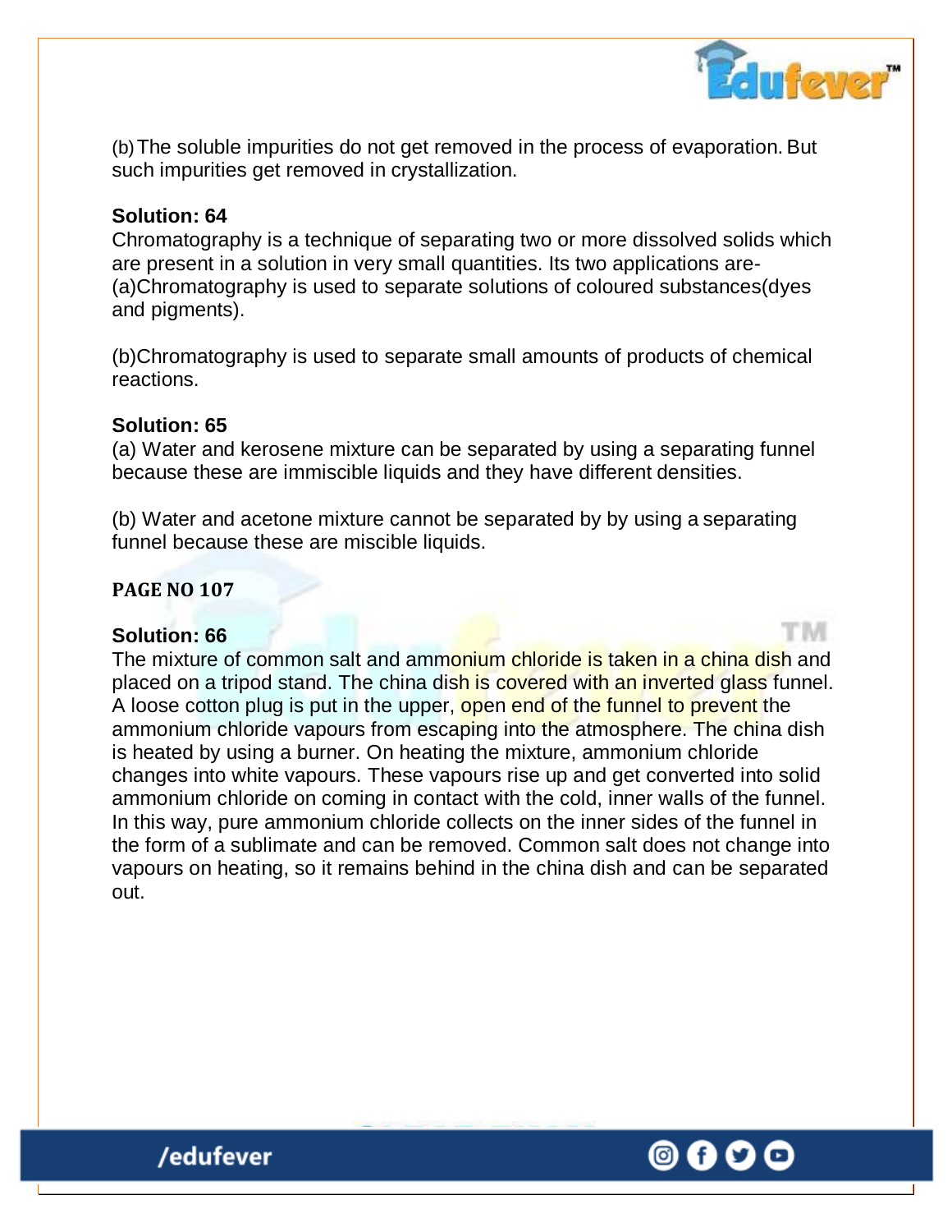(b) The soluble impurities do not get removed in the process of evaporation. But such impurities get removed in crystallization.

**Solution: 64**

Chromatography is a technique of separating two or more dissolved solids which are present in a solution in very small quantities. Its two applications are-

(a)Chromatography is used to separate solutions of coloured substances(dyes and pigments).

(b)Chromatography is used to separate small amounts of products of chemical reactions.

**Solution: 65**

(a) Water and kerosene mixture can be separated by using a separating funnel because these are immiscible liquids and they have different densities.

(b) Water and acetone mixture cannot be separated by by using a separating funnel because these are miscible liquids.

**PAGE NO 107**

**Solution: 66**

The mixture of common salt and ammonium chloride is taken in a china dish and placed on a tripod stand. The china dish is covered with an inverted glass funnel. A loose cotton plug is put in the upper, open end of the funnel to prevent the ammonium chloride vapours from escaping into the atmosphere. The china dish is heated by using a burner. On heating the mixture, ammonium chloride changes into white vapours. These vapours rise up and get converted into solid ammonium chloride on coming in contact with the cold, inner walls of the funnel. In this way, pure ammonium chloride collects on the inner sides of the funnel in the form of a sublimate and can be removed. Common salt does not change into vapours on heating, so it remains behind in the china dish and can be separated out.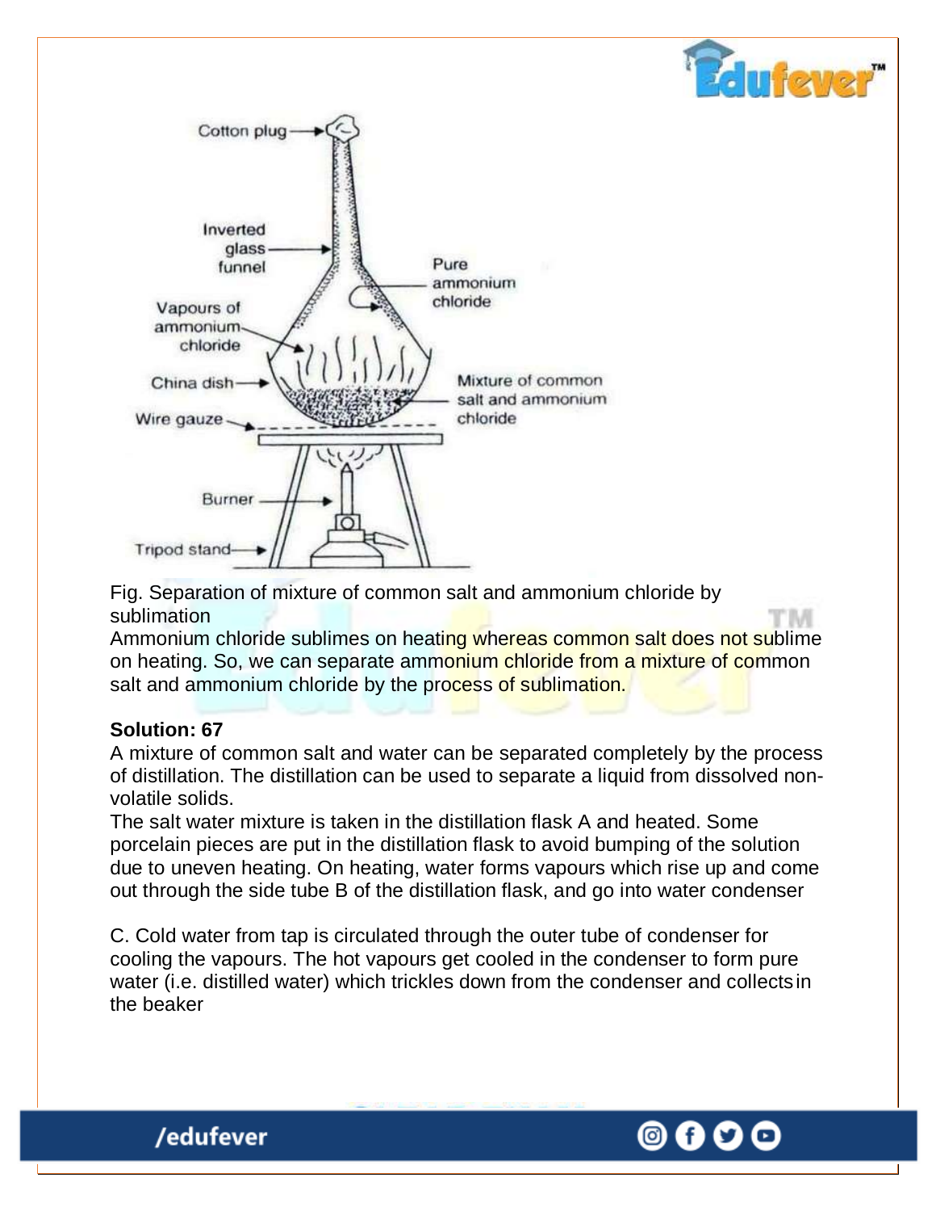Fig. Separation of mixture of common salt and ammonium chloride by sublimation

Ammonium chloride sublimes on heating whereas common salt does not sublime on heating. So, we can separate ammonium chloride from a mixture of common salt and ammonium chloride by the process of sublimation.

**Solution: 67**

A mixture of common salt and water can be separated completely by the process of distillation. The distillation can be used to separate a liquid from dissolved non-volatile solids.

The salt water mixture is taken in the distillation flask A and heated. Some porcelain pieces are put in the distillation flask to avoid bumping of the solution due to uneven heating. On heating, water forms vapours which rise up and come out through the side tube B of the distillation flask, and go into water condenser

C. Cold water from tap is circulated through the outer tube of condenser for cooling the vapours. The hot vapours get cooled in the condenser to form pure water (i.e. distilled water) which trickles down from the condenser and collects in the beaker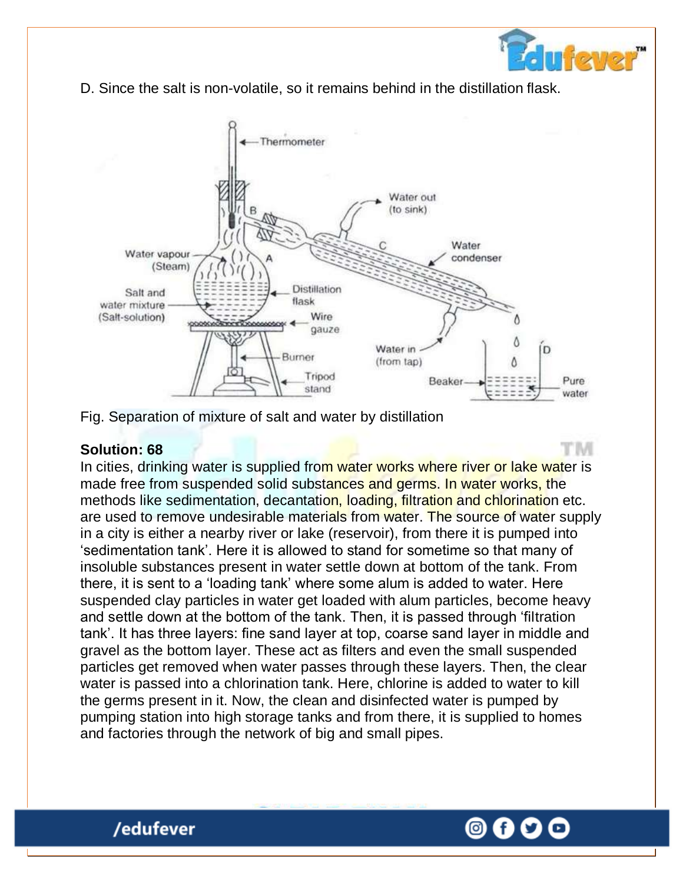D. Since the salt is non-volatile, so it remains behind in the distillation flask.

Fig. Separation of mixture of salt and water by distillation

**Solution: 68**

In cities, drinking water is supplied from water works where river or lake water is made free from suspended solid substances and germs. In water works, the methods like sedimentation, decantation, loading, filtration and chlorination etc. are used to remove undesirable materials from water. The source of water supply in a city is either a nearby river or lake (reservoir), from there it is pumped into 'sedimentation tank'. Here it is allowed to stand for sometime so that many of insoluble substances present in water settle down at bottom of the tank. From there, it is sent to a 'loading tank' where some alum is added to water. Here suspended clay particles in water get loaded with alum particles, become heavy and settle down at the bottom of the tank. Then, it is passed through 'filtration tank'. It has three layers: fine sand layer at top, coarse sand layer in middle and gravel as the bottom layer. These act as filters and even the small suspended particles get removed when water passes through these layers. Then, the clear water is passed into a chlorination tank. Here, chlorine is added to water to kill the germs present in it. Now, the clean and disinfected water is pumped by pumping station into high storage tanks and from there, it is supplied to homes and factories through the network of big and small pipes.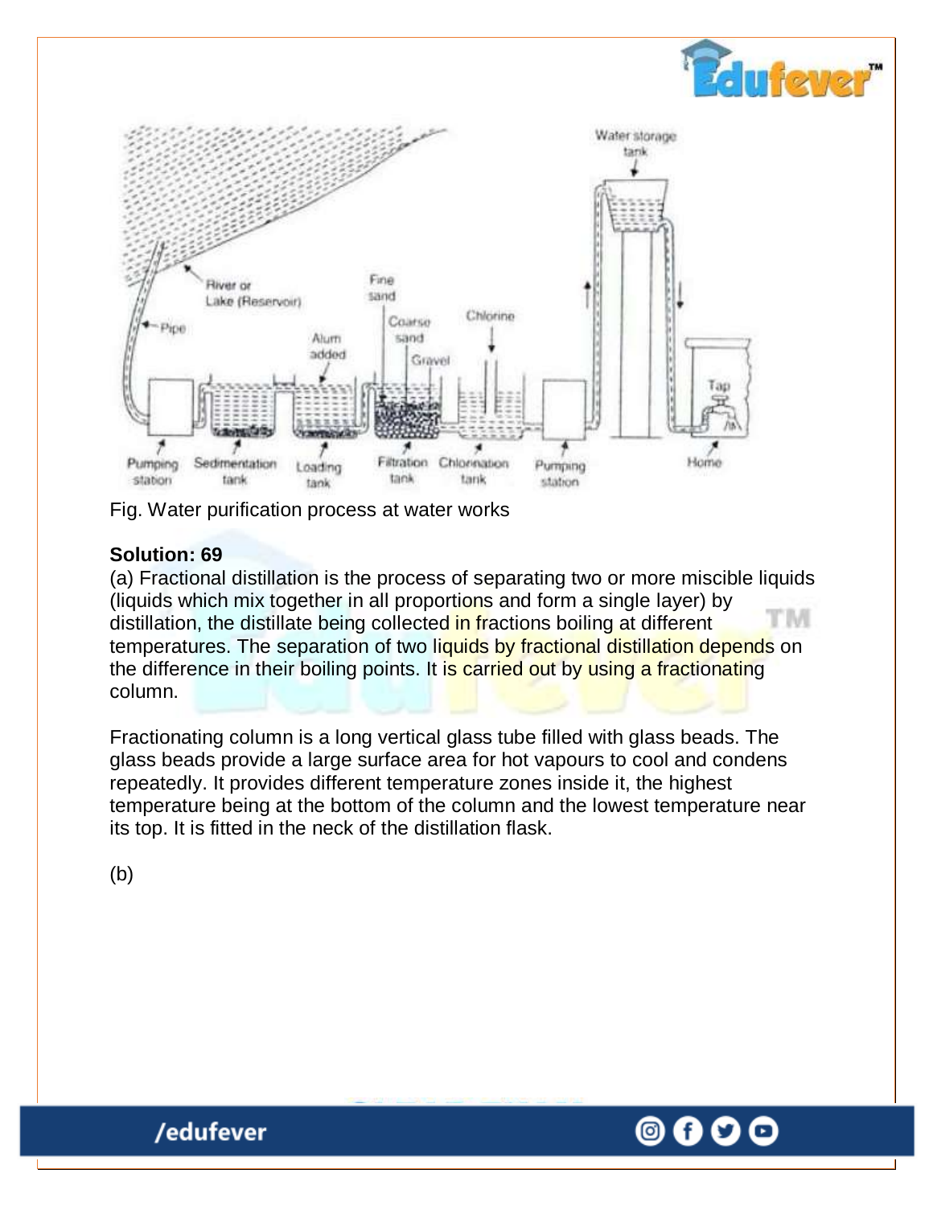Fig. Water purification process at water works

**Solution: 69**

(a) Fractional distillation is the process of separating two or more miscible liquids (liquids which mix together in all proportions and form a single layer) by distillation, the distillate being collected in fractions boiling at different temperatures. The separation of two liquids by fractional distillation depends on the difference in their boiling points. It is carried out by using a fractionating column.

Fractionating column is a long vertical glass tube filled with glass beads. The glass beads provide a large surface area for hot vapours to cool and condens repeatedly. It provides different temperature zones inside it, the highest temperature being at the bottom of the column and the lowest temperature near its top. It is fitted in the neck of the distillation flask.

(b)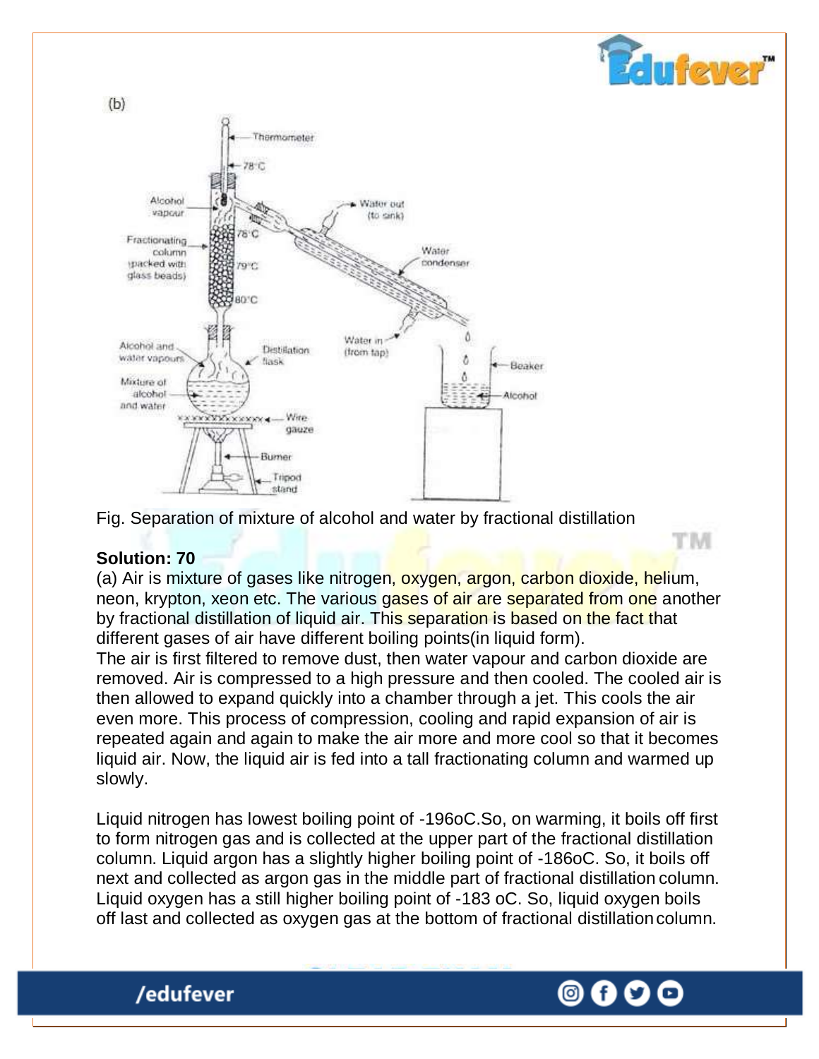(b)

Fig. Separation of mixture of alcohol and water by fractional distillation

**Solution: 70**

(a) Air is mixture of gases like nitrogen, oxygen, argon, carbon dioxide, helium, neon, krypton, xeon etc. The various gases of air are separated from one another by fractional distillation of liquid air. This separation is based on the fact that different gases of air have different boiling points(in liquid form).

The air is first filtered to remove dust, then water vapour and carbon dioxide are removed. Air is compressed to a high pressure and then cooled. The cooled air is then allowed to expand quickly into a chamber through a jet. This cools the air even more. This process of compression, cooling and rapid expansion of air is repeated again and again to make the air more and more cool so that it becomes liquid air. Now, the liquid air is fed into a tall fractionating column and warmed up slowly.

Liquid nitrogen has lowest boiling point of -196oC.So, on warming, it boils off first to form nitrogen gas and is collected at the upper part of the fractional distillation column. Liquid argon has a slightly higher boiling point of -186oC. So, it boils off next and collected as argon gas in the middle part of fractional distillation column. Liquid oxygen has a still higher boiling point of -183 oC. So, liquid oxygen boils off last and collected as oxygen gas at the bottom of fractional distillation column.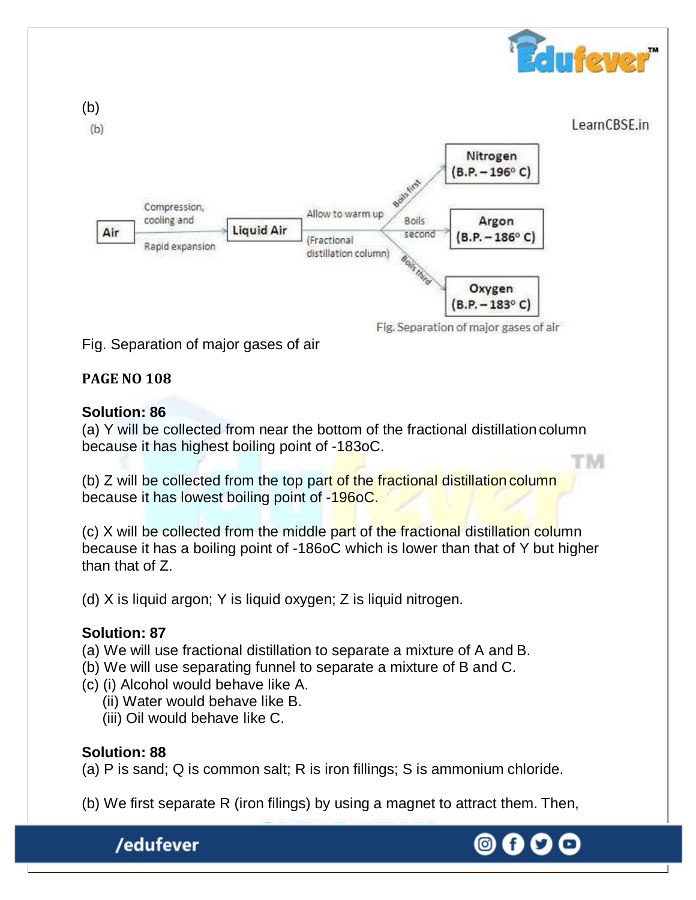(b)

(b)

Air → Compression, cooling and Rapid expansion → Liquid Air → Allow to warm up (Fractional distillation column) → Boils first: Nitrogen (B.P. – 196° C); Boils second: Argon (B.P. – 186° C); Boils third: Oxygen (B.P. – 183° C)

Fig. Separation of major gases of air

Fig. Separation of major gases of air

**PAGE NO 108**

**Solution: 86**

(a) Y will be collected from near the bottom of the fractional distillation column because it has highest boiling point of -183oC.

(b) Z will be collected from the top part of the fractional distillation column because it has lowest boiling point of -196oC.

(c) X will be collected from the middle part of the fractional distillation column because it has a boiling point of -186oC which is lower than that of Y but higher than that of Z.

(d) X is liquid argon; Y is liquid oxygen; Z is liquid nitrogen.

**Solution: 87**

(a) We will use fractional distillation to separate a mixture of A and B.
(b) We will use separating funnel to separate a mixture of B and C.
(c) (i) Alcohol would behave like A.
  (ii) Water would behave like B.
  (iii) Oil would behave like C.

**Solution: 88**

(a) P is sand; Q is common salt; R is iron fillings; S is ammonium chloride.

(b) We first separate R (iron filings) by using a magnet to attract them. Then,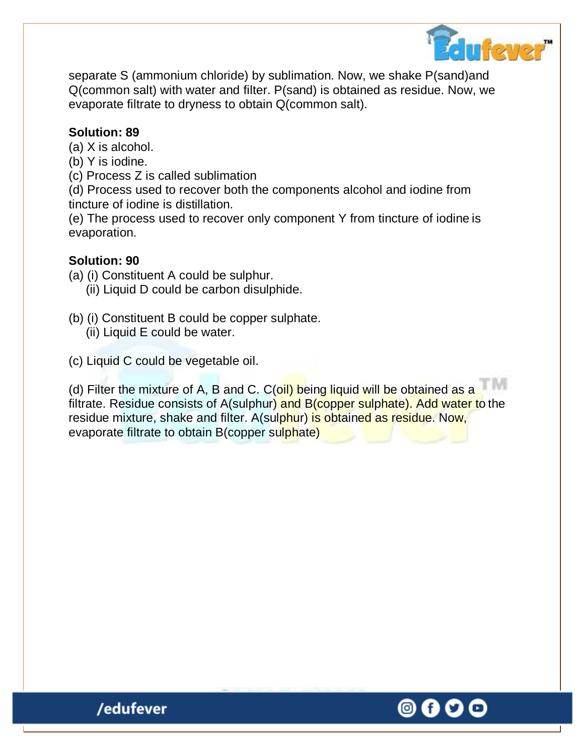separate S (ammonium chloride) by sublimation. Now, we shake P(sand)and Q(common salt) with water and filter. P(sand) is obtained as residue. Now, we evaporate filtrate to dryness to obtain Q(common salt).

**Solution: 89**

(a) X is alcohol.
(b) Y is iodine.
(c) Process Z is called sublimation
(d) Process used to recover both the components alcohol and iodine from tincture of iodine is distillation.
(e) The process used to recover only component Y from tincture of iodine is evaporation.

**Solution: 90**

(a) (i) Constituent A could be sulphur.
   (ii) Liquid D could be carbon disulphide.

(b) (i) Constituent B could be copper sulphate.
   (ii) Liquid E could be water.

(c) Liquid C could be vegetable oil.

(d) Filter the mixture of A, B and C. C(oil) being liquid will be obtained as a filtrate. Residue consists of A(sulphur) and B(copper sulphate). Add water to the residue mixture, shake and filter. A(sulphur) is obtained as residue. Now, evaporate filtrate to obtain B(copper sulphate)